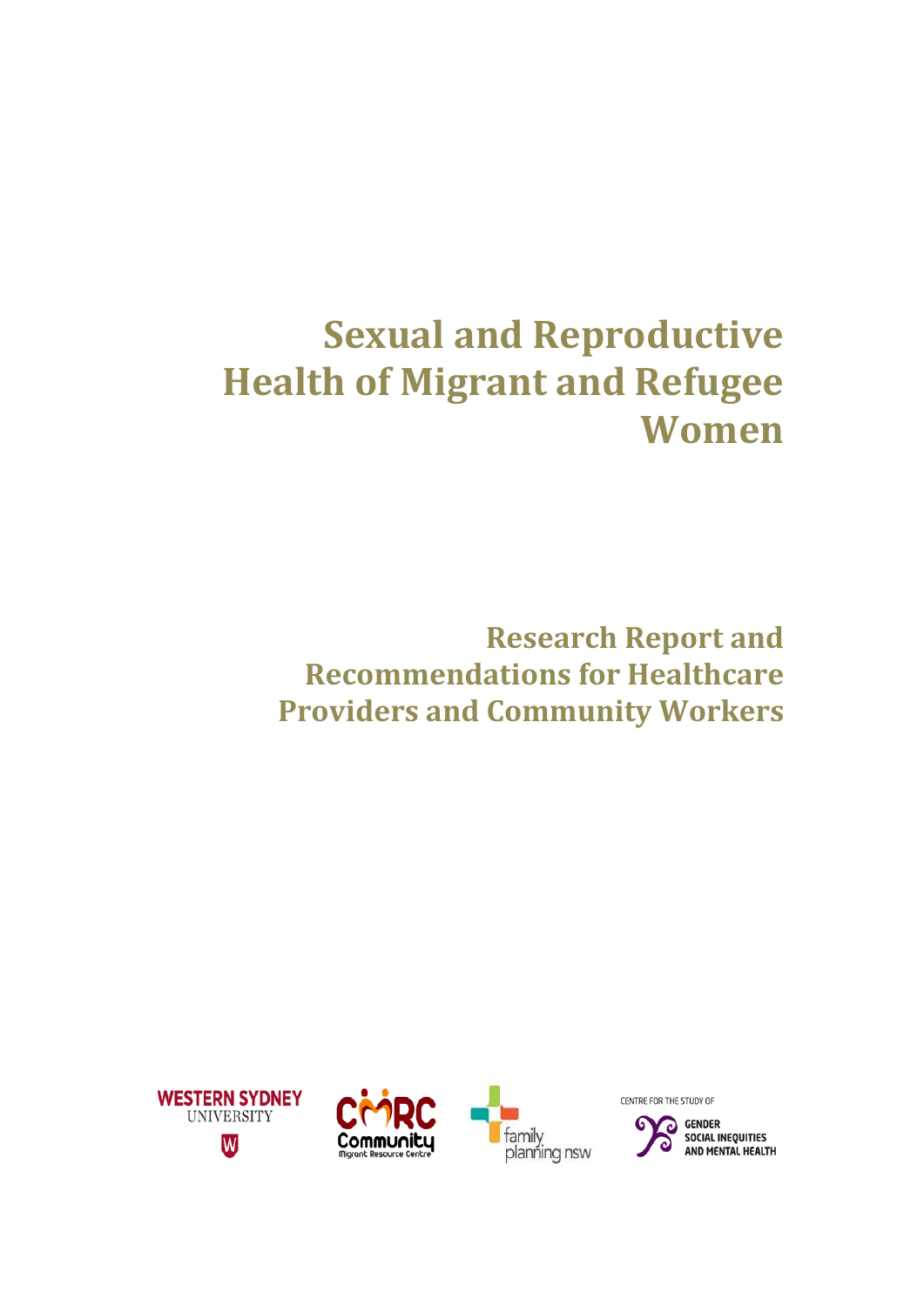# Sexual and Reproductive Health of Migrant and Refugee Women

## Research Report and Recommendations for Healthcare Providers and Community Workers

WESTERN SYDNEY UNIVERSITY

CMRC Community Migrant Resource Centre

family planning nsw

CENTRE FOR THE STUDY OF GENDER SOCIAL INEQUITIES AND MENTAL HEALTH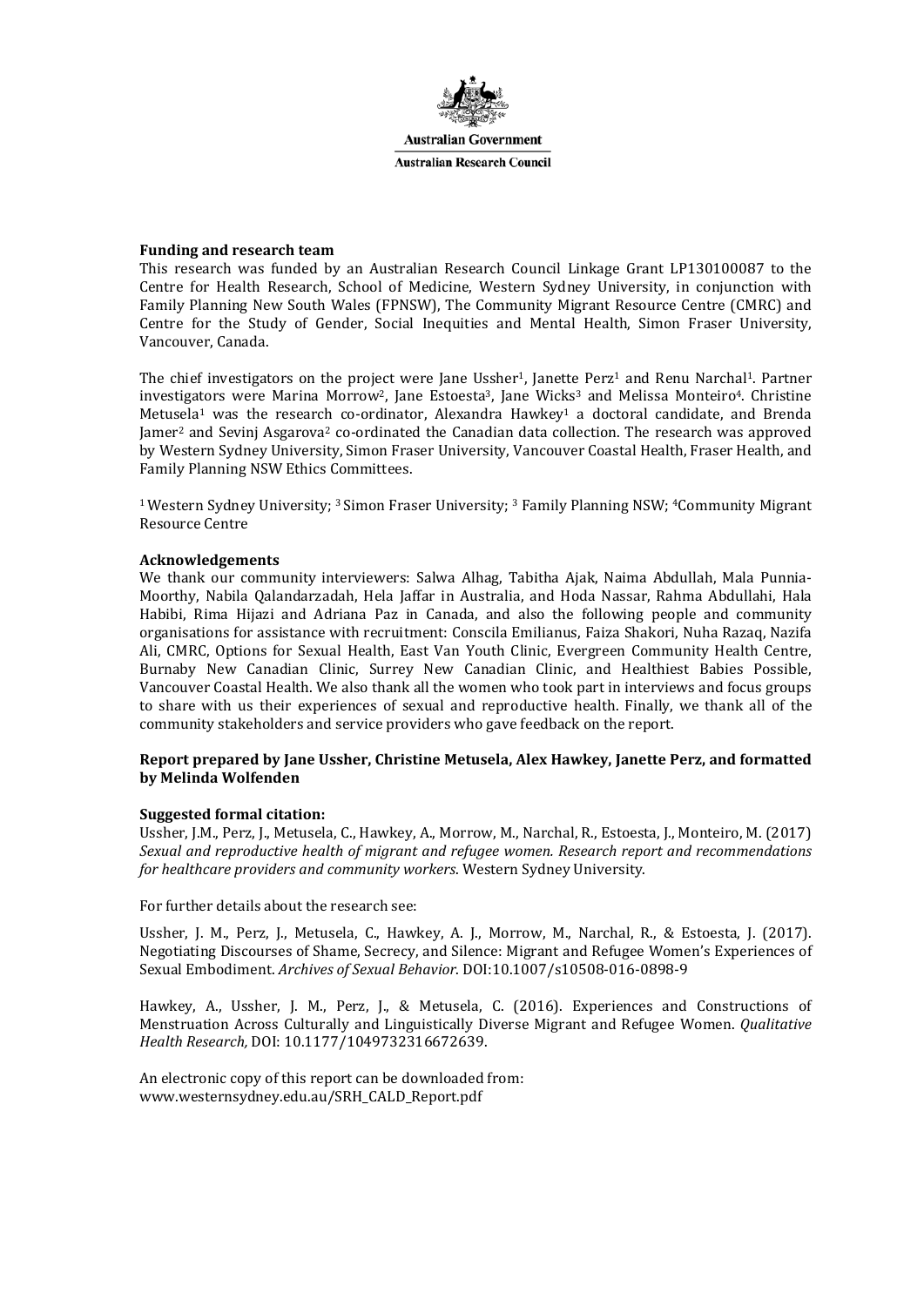Australian Government

Australian Research Council

**Funding and research team**

This research was funded by an Australian Research Council Linkage Grant LP130100087 to the Centre for Health Research, School of Medicine, Western Sydney University, in conjunction with Family Planning New South Wales (FPNSW), The Community Migrant Resource Centre (CMRC) and Centre for the Study of Gender, Social Inequities and Mental Health, Simon Fraser University, Vancouver, Canada.

The chief investigators on the project were Jane Ussher[1], Janette Perz[1] and Renu Narchal[1]. Partner investigators were Marina Morrow[2], Jane Estoesta[3], Jane Wicks[3] and Melissa Monteiro[4]. Christine Metusela[1] was the research co-ordinator, Alexandra Hawkey[1] a doctoral candidate, and Brenda Jamer[2] and Sevinj Asgarova[2] co-ordinated the Canadian data collection. The research was approved by Western Sydney University, Simon Fraser University, Vancouver Coastal Health, Fraser Health, and Family Planning NSW Ethics Committees.

[1] Western Sydney University; [3] Simon Fraser University; [3] Family Planning NSW; [4] Community Migrant Resource Centre

**Acknowledgements**

We thank our community interviewers: Salwa Alhag, Tabitha Ajak, Naima Abdullah, Mala Punnia-Moorthy, Nabila Qalandarzadah, Hela Jaffar in Australia, and Hoda Nassar, Rahma Abdullahi, Hala Habibi, Rima Hijazi and Adriana Paz in Canada, and also the following people and community organisations for assistance with recruitment: Conscila Emilianus, Faiza Shakori, Nuha Razaq, Nazifa Ali, CMRC, Options for Sexual Health, East Van Youth Clinic, Evergreen Community Health Centre, Burnaby New Canadian Clinic, Surrey New Canadian Clinic, and Healthiest Babies Possible, Vancouver Coastal Health. We also thank all the women who took part in interviews and focus groups to share with us their experiences of sexual and reproductive health. Finally, we thank all of the community stakeholders and service providers who gave feedback on the report.

**Report prepared by Jane Ussher, Christine Metusela, Alex Hawkey, Janette Perz, and formatted by Melinda Wolfenden**

**Suggested formal citation:**

Ussher, J.M., Perz, J., Metusela, C., Hawkey, A., Morrow, M., Narchal, R., Estoesta, J., Monteiro, M. (2017) *Sexual and reproductive health of migrant and refugee women. Research report and recommendations for healthcare providers and community workers*. Western Sydney University.

For further details about the research see:

Ussher, J. M., Perz, J., Metusela, C., Hawkey, A. J., Morrow, M., Narchal, R., & Estoesta, J. (2017). Negotiating Discourses of Shame, Secrecy, and Silence: Migrant and Refugee Women's Experiences of Sexual Embodiment. *Archives of Sexual Behavior*. DOI:10.1007/s10508-016-0898-9

Hawkey, A., Ussher, J. M., Perz, J., & Metusela, C. (2016). Experiences and Constructions of Menstruation Across Culturally and Linguistically Diverse Migrant and Refugee Women. *Qualitative Health Research,* DOI: 10.1177/1049732316672639.

An electronic copy of this report can be downloaded from: www.westernsydney.edu.au/SRH_CALD_Report.pdf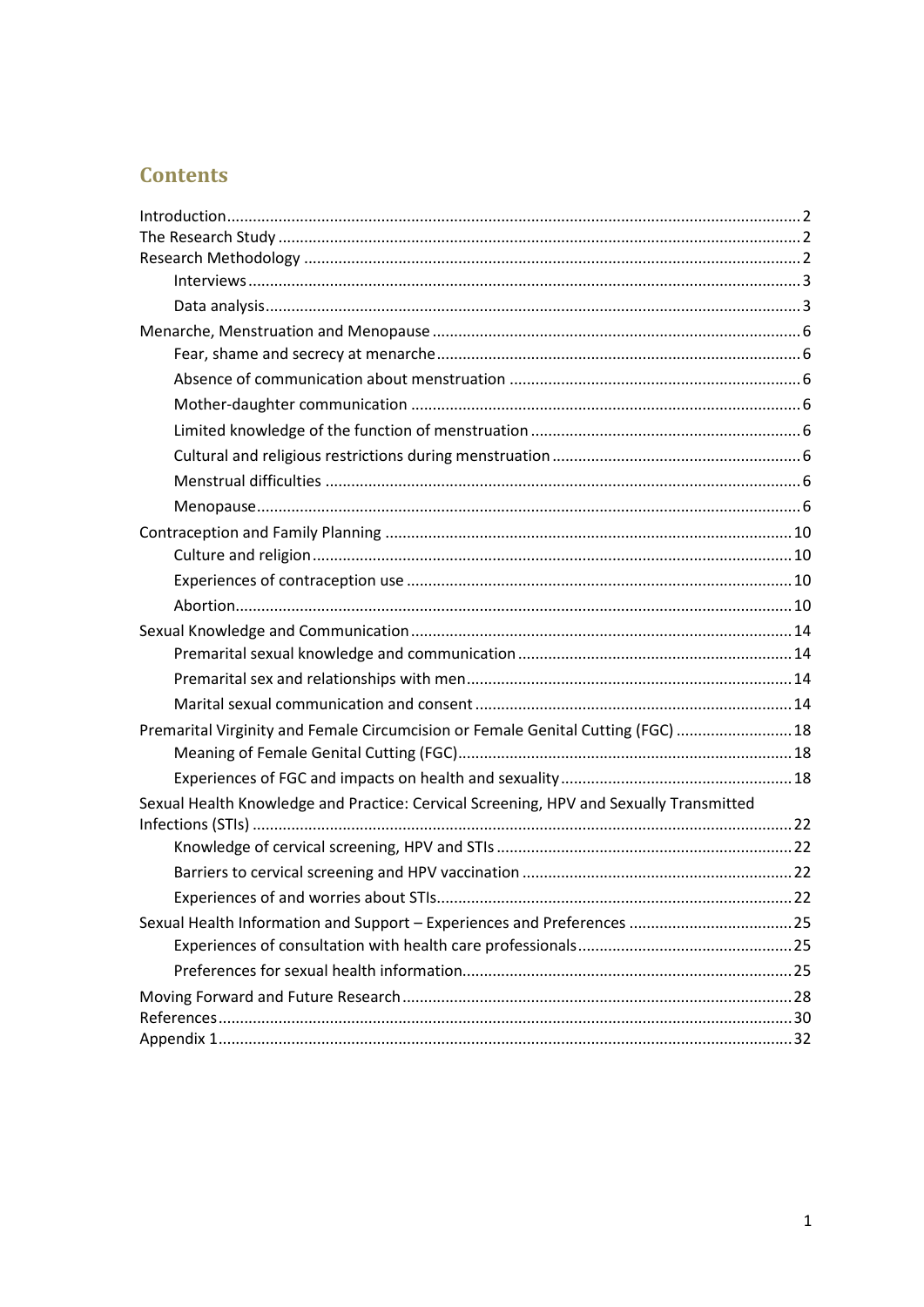## Contents

Introduction ..................................................................................................................... 2
The Research Study ......................................................................................................... 2
Research Methodology .................................................................................................... 2
    Interviews ................................................................................................................... 3
    Data analysis ............................................................................................................... 3
Menarche, Menstruation and Menopause ....................................................................... 6
    Fear, shame and secrecy at menarche ........................................................................ 6
    Absence of communication about menstruation ........................................................ 6
    Mother-daughter communication ............................................................................... 6
    Limited knowledge of the function of menstruation .................................................. 6
    Cultural and religious restrictions during menstruation ............................................. 6
    Menstrual difficulties .................................................................................................. 6
    Menopause .................................................................................................................. 6
Contraception and Family Planning ............................................................................... 10
    Culture and religion .................................................................................................. 10
    Experiences of contraception use ............................................................................. 10
    Abortion .................................................................................................................... 10
Sexual Knowledge and Communication ......................................................................... 14
    Premarital sexual knowledge and communication ................................................... 14
    Premarital sex and relationships with men ............................................................... 14
    Marital sexual communication and consent ............................................................. 14
Premarital Virginity and Female Circumcision or Female Genital Cutting (FGC) ............ 18
    Meaning of Female Genital Cutting (FGC) ................................................................. 18
    Experiences of FGC and impacts on health and sexuality ......................................... 18
Sexual Health Knowledge and Practice: Cervical Screening, HPV and Sexually Transmitted Infections (STIs) ............................................................................................................. 22
    Knowledge of cervical screening, HPV and STIs ........................................................ 22
    Barriers to cervical screening and HPV vaccination .................................................. 22
    Experiences of and worries about STIs ...................................................................... 22
Sexual Health Information and Support – Experiences and Preferences ...................... 25
    Experiences of consultation with health care professionals ..................................... 25
    Preferences for sexual health information ................................................................ 25
Moving Forward and Future Research ........................................................................... 28
References ..................................................................................................................... 30
Appendix 1 ..................................................................................................................... 32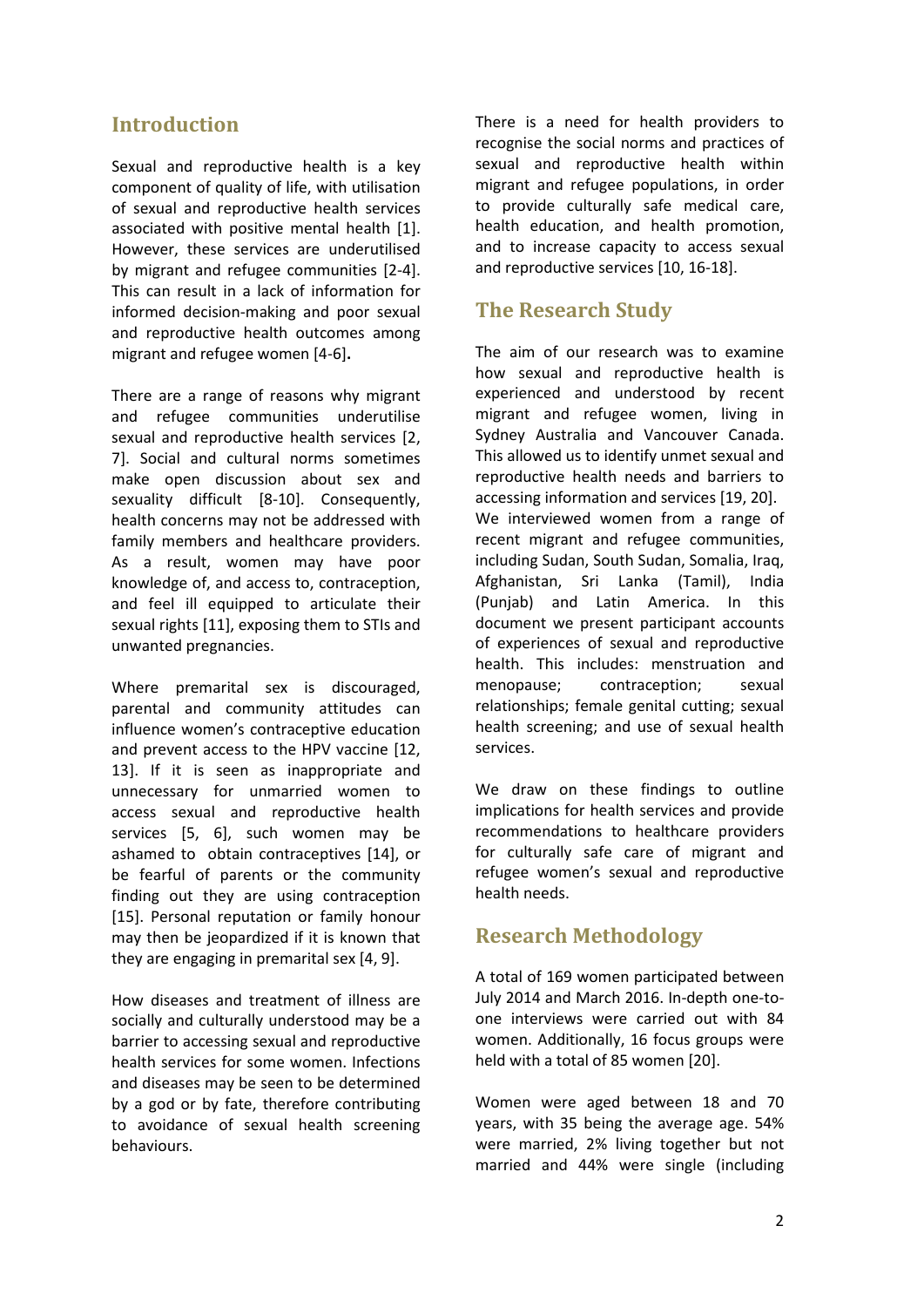## Introduction

Sexual and reproductive health is a key component of quality of life, with utilisation of sexual and reproductive health services associated with positive mental health [1]. However, these services are underutilised by migrant and refugee communities [2-4]. This can result in a lack of information for informed decision-making and poor sexual and reproductive health outcomes among migrant and refugee women [4-6].

There are a range of reasons why migrant and refugee communities underutilise sexual and reproductive health services [2, 7]. Social and cultural norms sometimes make open discussion about sex and sexuality difficult [8-10]. Consequently, health concerns may not be addressed with family members and healthcare providers. As a result, women may have poor knowledge of, and access to, contraception, and feel ill equipped to articulate their sexual rights [11], exposing them to STIs and unwanted pregnancies.

Where premarital sex is discouraged, parental and community attitudes can influence women's contraceptive education and prevent access to the HPV vaccine [12, 13]. If it is seen as inappropriate and unnecessary for unmarried women to access sexual and reproductive health services [5, 6], such women may be ashamed to obtain contraceptives [14], or be fearful of parents or the community finding out they are using contraception [15]. Personal reputation or family honour may then be jeopardized if it is known that they are engaging in premarital sex [4, 9].

How diseases and treatment of illness are socially and culturally understood may be a barrier to accessing sexual and reproductive health services for some women. Infections and diseases may be seen to be determined by a god or by fate, therefore contributing to avoidance of sexual health screening behaviours.

There is a need for health providers to recognise the social norms and practices of sexual and reproductive health within migrant and refugee populations, in order to provide culturally safe medical care, health education, and health promotion, and to increase capacity to access sexual and reproductive services [10, 16-18].

## The Research Study

The aim of our research was to examine how sexual and reproductive health is experienced and understood by recent migrant and refugee women, living in Sydney Australia and Vancouver Canada. This allowed us to identify unmet sexual and reproductive health needs and barriers to accessing information and services [19, 20]. We interviewed women from a range of recent migrant and refugee communities, including Sudan, South Sudan, Somalia, Iraq, Afghanistan, Sri Lanka (Tamil), India (Punjab) and Latin America. In this document we present participant accounts of experiences of sexual and reproductive health. This includes: menstruation and menopause; contraception; sexual relationships; female genital cutting; sexual health screening; and use of sexual health services.

We draw on these findings to outline implications for health services and provide recommendations to healthcare providers for culturally safe care of migrant and refugee women's sexual and reproductive health needs.

## Research Methodology

A total of 169 women participated between July 2014 and March 2016. In-depth one-to-one interviews were carried out with 84 women. Additionally, 16 focus groups were held with a total of 85 women [20].

Women were aged between 18 and 70 years, with 35 being the average age. 54% were married, 2% living together but not married and 44% were single (including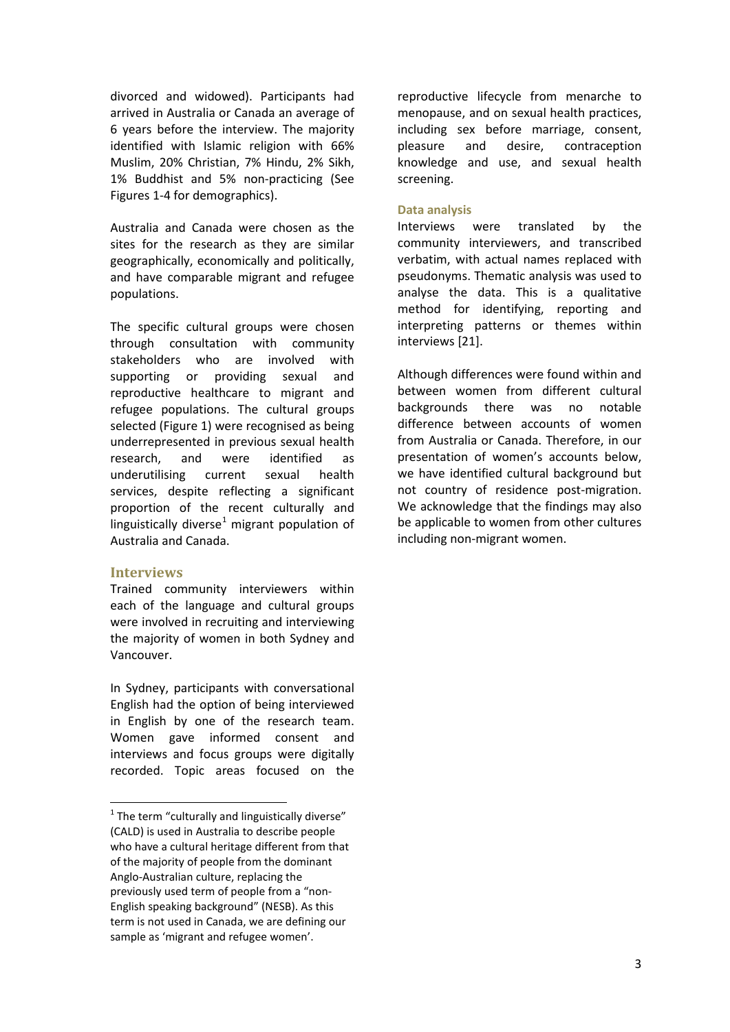divorced and widowed). Participants had arrived in Australia or Canada an average of 6 years before the interview. The majority identified with Islamic religion with 66% Muslim, 20% Christian, 7% Hindu, 2% Sikh, 1% Buddhist and 5% non-practicing (See Figures 1-4 for demographics).

Australia and Canada were chosen as the sites for the research as they are similar geographically, economically and politically, and have comparable migrant and refugee populations.

The specific cultural groups were chosen through consultation with community stakeholders who are involved with supporting or providing sexual and reproductive healthcare to migrant and refugee populations. The cultural groups selected (Figure 1) were recognised as being underrepresented in previous sexual health research, and were identified as underutilising current sexual health services, despite reflecting a significant proportion of the recent culturally and linguistically diverse[1] migrant population of Australia and Canada.

## Interviews

Trained community interviewers within each of the language and cultural groups were involved in recruiting and interviewing the majority of women in both Sydney and Vancouver.

In Sydney, participants with conversational English had the option of being interviewed in English by one of the research team. Women gave informed consent and interviews and focus groups were digitally recorded. Topic areas focused on the reproductive lifecycle from menarche to menopause, and on sexual health practices, including sex before marriage, consent, pleasure and desire, contraception knowledge and use, and sexual health screening.

### Data analysis

Interviews were translated by the community interviewers, and transcribed verbatim, with actual names replaced with pseudonyms. Thematic analysis was used to analyse the data. This is a qualitative method for identifying, reporting and interpreting patterns or themes within interviews [21].

Although differences were found within and between women from different cultural backgrounds there was no notable difference between accounts of women from Australia or Canada. Therefore, in our presentation of women's accounts below, we have identified cultural background but not country of residence post-migration. We acknowledge that the findings may also be applicable to women from other cultures including non-migrant women.

---

[1] The term "culturally and linguistically diverse" (CALD) is used in Australia to describe people who have a cultural heritage different from that of the majority of people from the dominant Anglo-Australian culture, replacing the previously used term of people from a "non-English speaking background" (NESB). As this term is not used in Canada, we are defining our sample as 'migrant and refugee women'.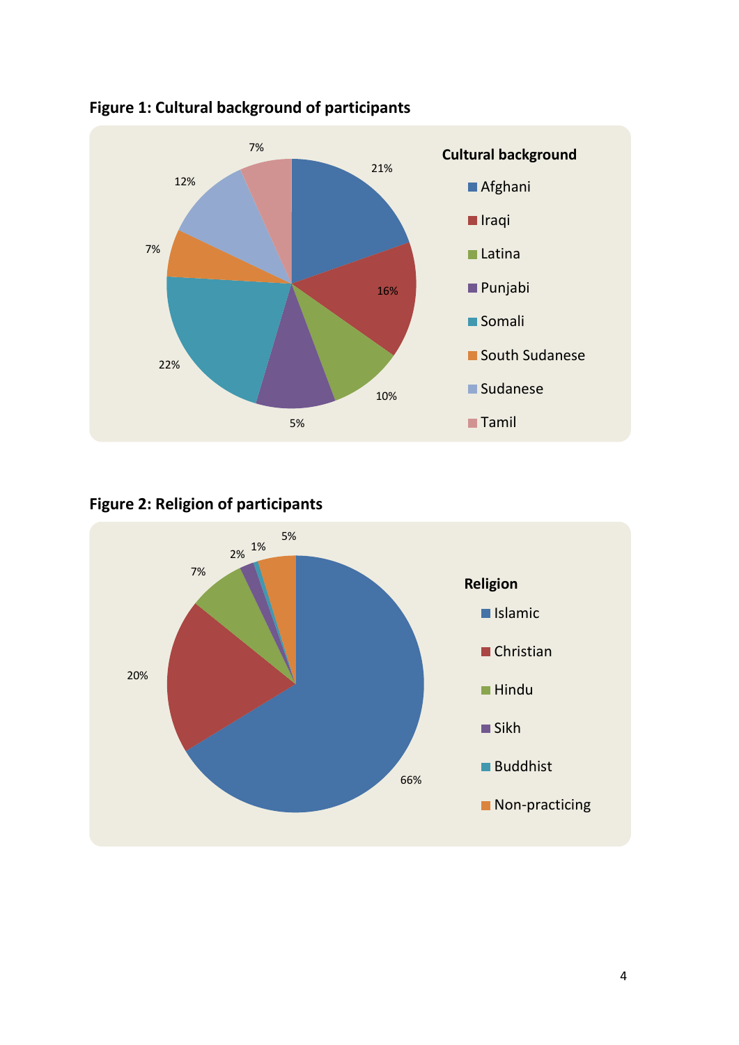**Figure 1: Cultural background of participants**

**Figure 2: Religion of participants**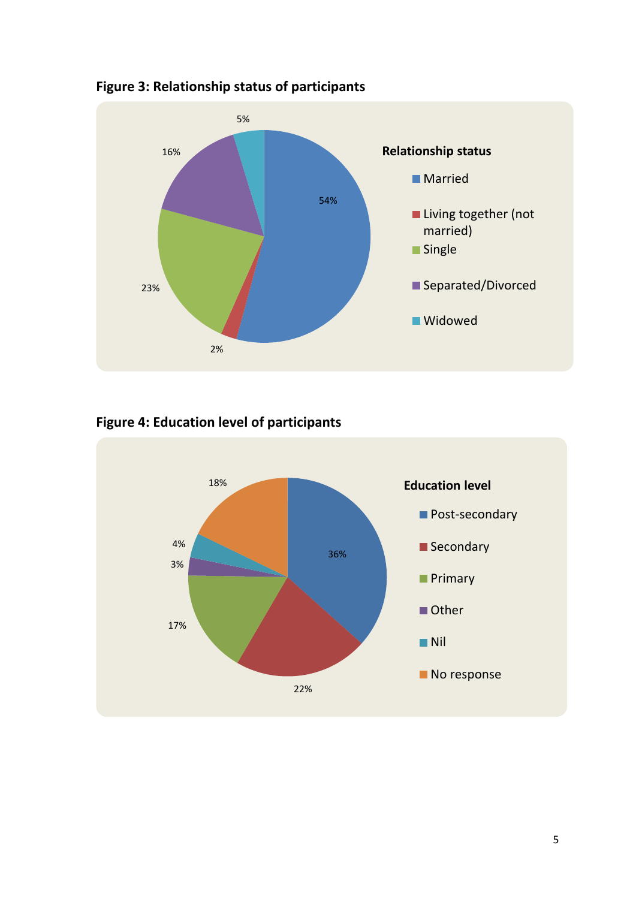**Figure 3: Relationship status of participants**

**Relationship status**

| Relationship status | Percentage |
|---|---|
| Married | 54% |
| Living together (not married) | 2% |
| Single | 23% |
| Separated/Divorced | 16% |
| Widowed | 5% |

**Figure 4: Education level of participants**

**Education level**

| Education level | Percentage |
|---|---|
| Post-secondary | 36% |
| Secondary | 22% |
| Primary | 17% |
| Other | 3% |
| Nil | 4% |
| No response | 18% |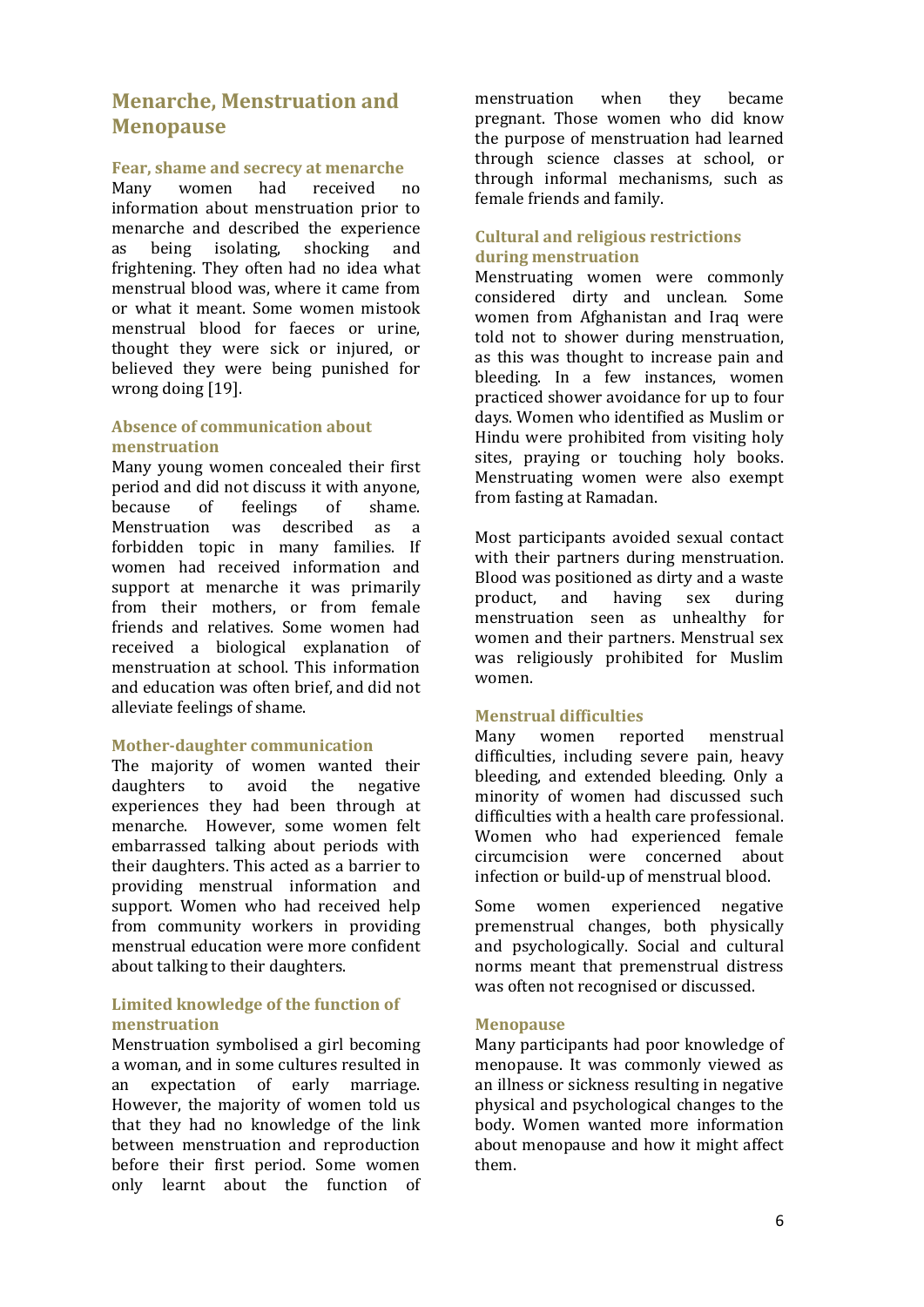## Menarche, Menstruation and Menopause

### Fear, shame and secrecy at menarche

Many women had received no information about menstruation prior to menarche and described the experience as being isolating, shocking and frightening. They often had no idea what menstrual blood was, where it came from or what it meant. Some women mistook menstrual blood for faeces or urine, thought they were sick or injured, or believed they were being punished for wrong doing [19].

### Absence of communication about menstruation

Many young women concealed their first period and did not discuss it with anyone, because of feelings of shame. Menstruation was described as a forbidden topic in many families. If women had received information and support at menarche it was primarily from their mothers, or from female friends and relatives. Some women had received a biological explanation of menstruation at school. This information and education was often brief, and did not alleviate feelings of shame.

### Mother-daughter communication

The majority of women wanted their daughters to avoid the negative experiences they had been through at menarche. However, some women felt embarrassed talking about periods with their daughters. This acted as a barrier to providing menstrual information and support. Women who had received help from community workers in providing menstrual education were more confident about talking to their daughters.

### Limited knowledge of the function of menstruation

Menstruation symbolised a girl becoming a woman, and in some cultures resulted in an expectation of early marriage. However, the majority of women told us that they had no knowledge of the link between menstruation and reproduction before their first period. Some women only learnt about the function of menstruation when they became pregnant. Those women who did know the purpose of menstruation had learned through science classes at school, or through informal mechanisms, such as female friends and family.

### Cultural and religious restrictions during menstruation

Menstruating women were commonly considered dirty and unclean. Some women from Afghanistan and Iraq were told not to shower during menstruation, as this was thought to increase pain and bleeding. In a few instances, women practiced shower avoidance for up to four days. Women who identified as Muslim or Hindu were prohibited from visiting holy sites, praying or touching holy books. Menstruating women were also exempt from fasting at Ramadan.

Most participants avoided sexual contact with their partners during menstruation. Blood was positioned as dirty and a waste product, and having sex during menstruation seen as unhealthy for women and their partners. Menstrual sex was religiously prohibited for Muslim women.

### Menstrual difficulties

Many women reported menstrual difficulties, including severe pain, heavy bleeding, and extended bleeding. Only a minority of women had discussed such difficulties with a health care professional. Women who had experienced female circumcision were concerned about infection or build-up of menstrual blood.

Some women experienced negative premenstrual changes, both physically and psychologically. Social and cultural norms meant that premenstrual distress was often not recognised or discussed.

### Menopause

Many participants had poor knowledge of menopause. It was commonly viewed as an illness or sickness resulting in negative physical and psychological changes to the body. Women wanted more information about menopause and how it might affect them.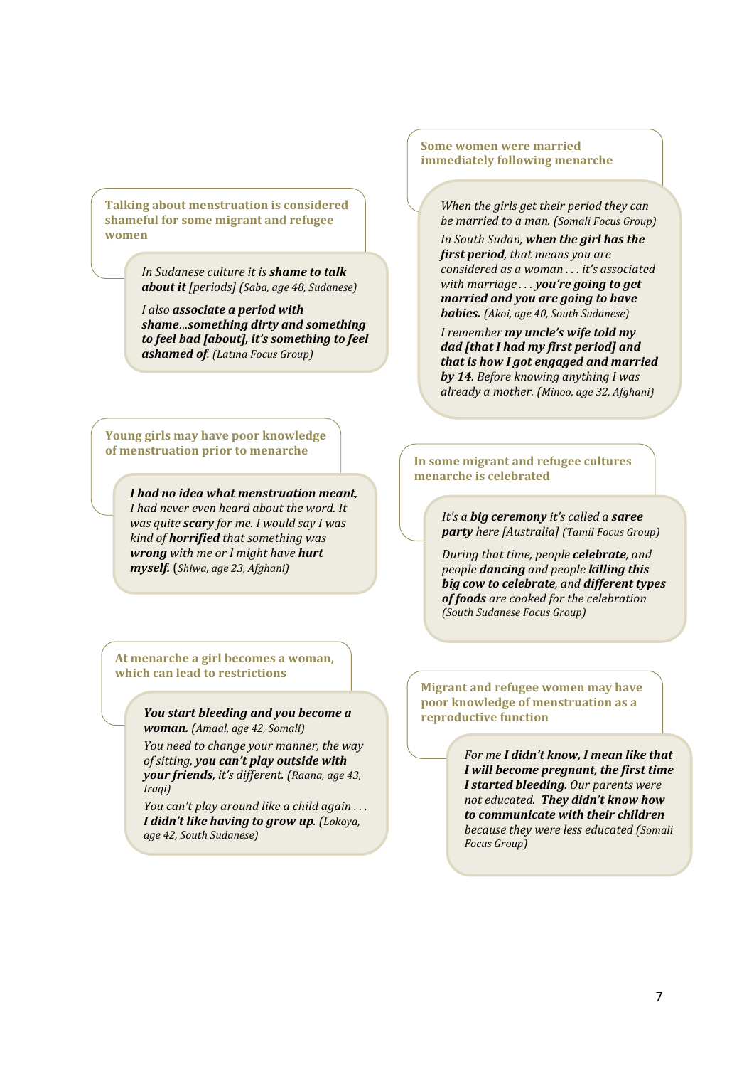**Talking about menstruation is considered shameful for some migrant and refugee women**

*In Sudanese culture it is* ***shame to talk about it*** *[periods] (Saba, age 48, Sudanese)*

*I also* ***associate a period with shame****...****something dirty and something to feel bad [about], it's something to feel ashamed of****. (Latina Focus Group)*

**Some women were married immediately following menarche**

*When the girls get their period they can be married to a man. (Somali Focus Group)*

*In South Sudan,* ***when the girl has the first period****, that means you are considered as a woman . . . it's associated with marriage . . .* ***you're going to get married and you are going to have babies.*** *(Akoi, age 40, South Sudanese)*

*I remember* ***my uncle's wife told my dad [that I had my first period] and that is how I got engaged and married by 14****. Before knowing anything I was already a mother. (Minoo, age 32, Afghani)*

**Young girls may have poor knowledge of menstruation prior to menarche**

***I had no idea what menstruation meant****, I had never even heard about the word. It was quite* ***scary*** *for me. I would say I was kind of* ***horrified*** *that something was* ***wrong*** *with me or I might have* ***hurt myself.*** *(Shiwa, age 23, Afghani)*

**In some migrant and refugee cultures menarche is celebrated**

*It's a* ***big ceremony*** *it's called a* ***saree party*** *here [Australia] (Tamil Focus Group)*

*During that time, people* ***celebrate****, and people* ***dancing*** *and people* ***killing this big cow to celebrate****, and* ***different types of foods*** *are cooked for the celebration (South Sudanese Focus Group)*

**At menarche a girl becomes a woman, which can lead to restrictions**

***You start bleeding and you become a woman.*** *(Amaal, age 42, Somali)*

*You need to change your manner, the way of sitting,* ***you can't play outside with your friends****, it's different. (Raana, age 43, Iraqi)*

*You can't play around like a child again . . .* ***I didn't like having to grow up****. (Lokoya, age 42, South Sudanese)*

**Migrant and refugee women may have poor knowledge of menstruation as a reproductive function**

*For me* ***I didn't know, I mean like that I will become pregnant, the first time I started bleeding****. Our parents were not educated.* ***They didn't know how to communicate with their children*** *because they were less educated (Somali Focus Group)*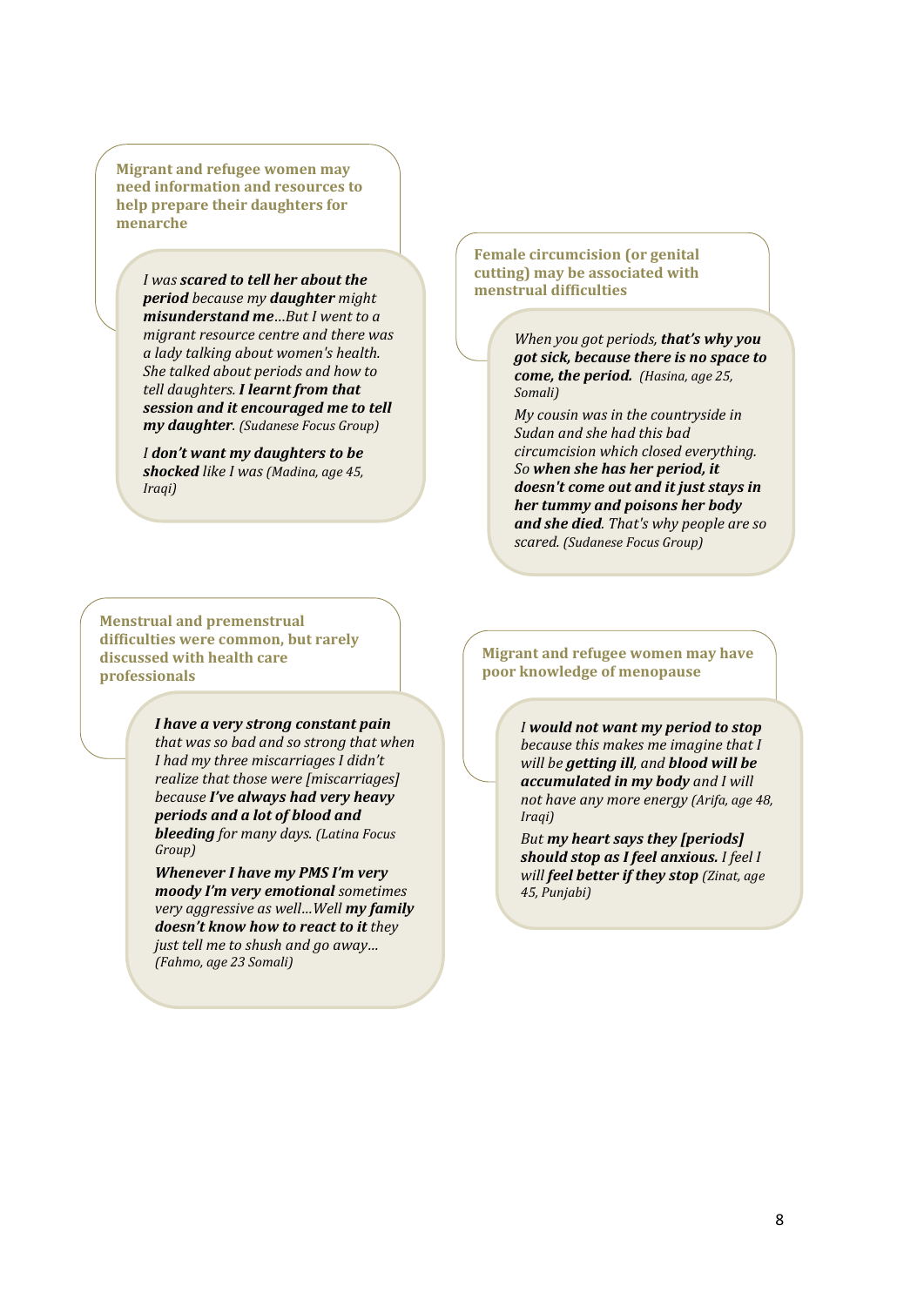**Migrant and refugee women may need information and resources to help prepare their daughters for menarche**

*I was **scared to tell her about the period** because my **daughter** might **misunderstand me**…But I went to a migrant resource centre and there was a lady talking about women's health. She talked about periods and how to tell daughters. **I learnt from that session and it encouraged me to tell my daughter**. (Sudanese Focus Group)*

*I **don't want my daughters to be shocked** like I was (Madina, age 45, Iraqi)*

**Female circumcision (or genital cutting) may be associated with menstrual difficulties**

*When you got periods, **that's why you got sick, because there is no space to come, the period.** (Hasina, age 25, Somali)*

*My cousin was in the countryside in Sudan and she had this bad circumcision which closed everything. So **when she has her period, it doesn't come out and it just stays in her tummy and poisons her body and she died**. That's why people are so scared. (Sudanese Focus Group)*

**Menstrual and premenstrual difficulties were common, but rarely discussed with health care professionals**

***I have a very strong constant pain** that was so bad and so strong that when I had my three miscarriages I didn't realize that those were [miscarriages] because **I've always had very heavy periods and a lot of blood and bleeding** for many days. (Latina Focus Group)*

***Whenever I have my PMS I'm very moody I'm very emotional** sometimes very aggressive as well…Well **my family doesn't know how to react to it** they just tell me to shush and go away… (Fahmo, age 23 Somali)*

**Migrant and refugee women may have poor knowledge of menopause**

*I **would not want my period to stop** because this makes me imagine that I will be **getting ill**, and **blood will be accumulated in my body** and I will not have any more energy (Arifa, age 48, Iraqi)*

*But **my heart says they [periods] should stop as I feel anxious.** I feel I will **feel better if they stop** (Zinat, age 45, Punjabi)*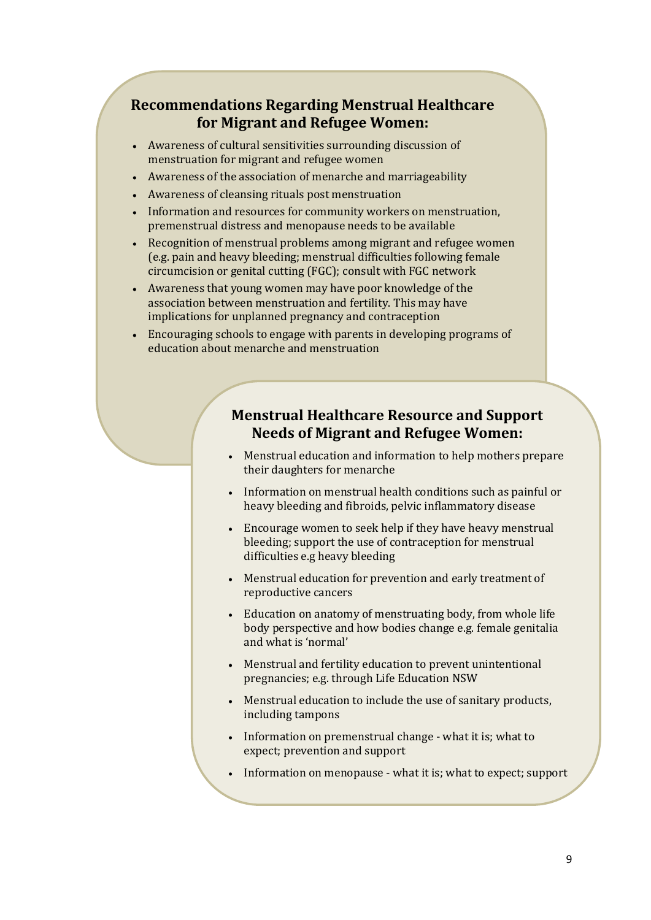## Recommendations Regarding Menstrual Healthcare for Migrant and Refugee Women:

- Awareness of cultural sensitivities surrounding discussion of menstruation for migrant and refugee women
- Awareness of the association of menarche and marriageability
- Awareness of cleansing rituals post menstruation
- Information and resources for community workers on menstruation, premenstrual distress and menopause needs to be available
- Recognition of menstrual problems among migrant and refugee women (e.g. pain and heavy bleeding; menstrual difficulties following female circumcision or genital cutting (FGC); consult with FGC network
- Awareness that young women may have poor knowledge of the association between menstruation and fertility. This may have implications for unplanned pregnancy and contraception
- Encouraging schools to engage with parents in developing programs of education about menarche and menstruation

## Menstrual Healthcare Resource and Support Needs of Migrant and Refugee Women:

- Menstrual education and information to help mothers prepare their daughters for menarche
- Information on menstrual health conditions such as painful or heavy bleeding and fibroids, pelvic inflammatory disease
- Encourage women to seek help if they have heavy menstrual bleeding; support the use of contraception for menstrual difficulties e.g heavy bleeding
- Menstrual education for prevention and early treatment of reproductive cancers
- Education on anatomy of menstruating body, from whole life body perspective and how bodies change e.g. female genitalia and what is 'normal'
- Menstrual and fertility education to prevent unintentional pregnancies; e.g. through Life Education NSW
- Menstrual education to include the use of sanitary products, including tampons
- Information on premenstrual change - what it is; what to expect; prevention and support
- Information on menopause - what it is; what to expect; support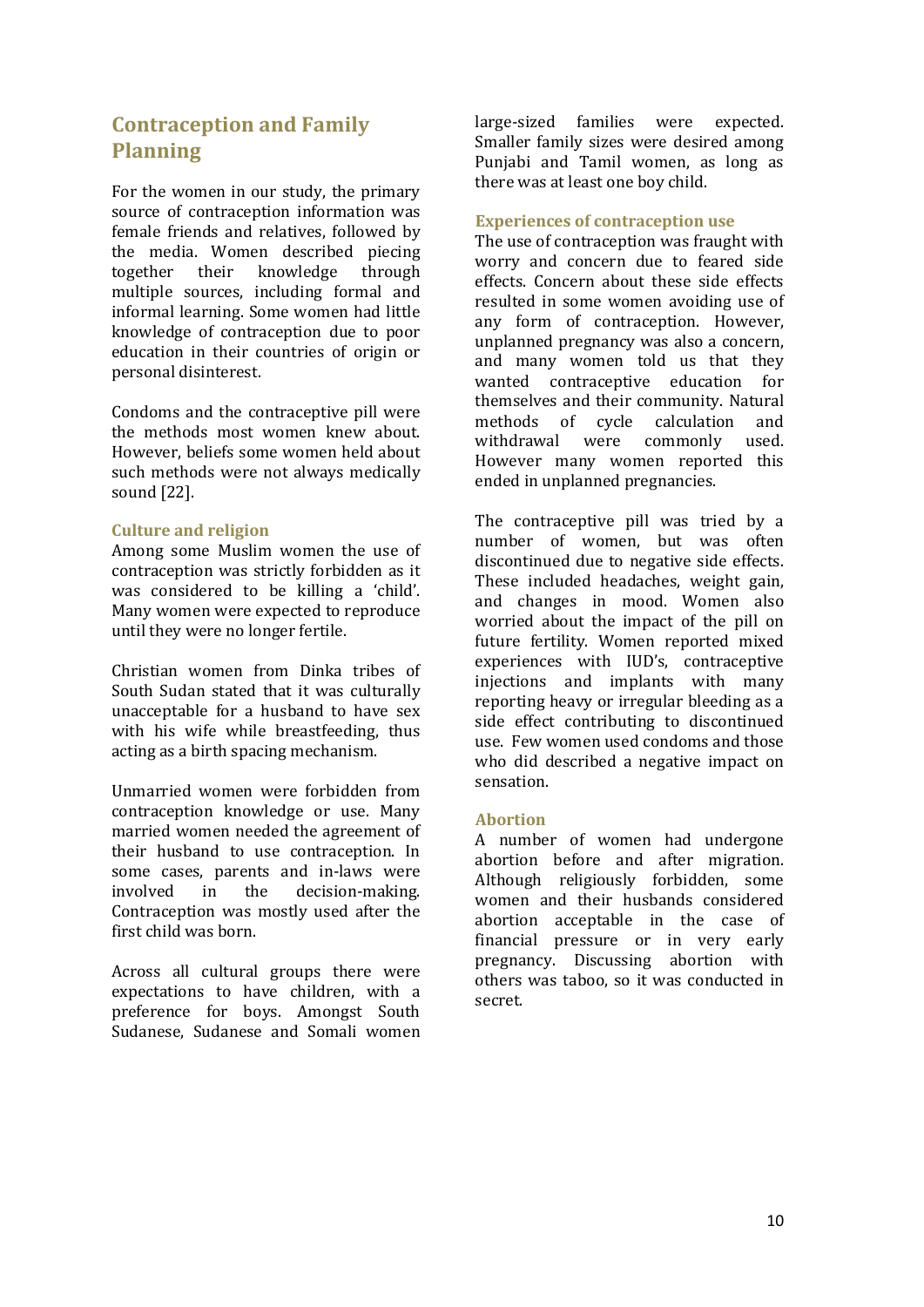## Contraception and Family Planning

For the women in our study, the primary source of contraception information was female friends and relatives, followed by the media. Women described piecing together their knowledge through multiple sources, including formal and informal learning. Some women had little knowledge of contraception due to poor education in their countries of origin or personal disinterest.

Condoms and the contraceptive pill were the methods most women knew about. However, beliefs some women held about such methods were not always medically sound [22].

### Culture and religion

Among some Muslim women the use of contraception was strictly forbidden as it was considered to be killing a 'child'. Many women were expected to reproduce until they were no longer fertile.

Christian women from Dinka tribes of South Sudan stated that it was culturally unacceptable for a husband to have sex with his wife while breastfeeding, thus acting as a birth spacing mechanism.

Unmarried women were forbidden from contraception knowledge or use. Many married women needed the agreement of their husband to use contraception. In some cases, parents and in-laws were involved in the decision-making. Contraception was mostly used after the first child was born.

Across all cultural groups there were expectations to have children, with a preference for boys. Amongst South Sudanese, Sudanese and Somali women large-sized families were expected. Smaller family sizes were desired among Punjabi and Tamil women, as long as there was at least one boy child.

### Experiences of contraception use

The use of contraception was fraught with worry and concern due to feared side effects. Concern about these side effects resulted in some women avoiding use of any form of contraception. However, unplanned pregnancy was also a concern, and many women told us that they wanted contraceptive education for themselves and their community. Natural methods of cycle calculation and withdrawal were commonly used. However many women reported this ended in unplanned pregnancies.

The contraceptive pill was tried by a number of women, but was often discontinued due to negative side effects. These included headaches, weight gain, and changes in mood. Women also worried about the impact of the pill on future fertility. Women reported mixed experiences with IUD's, contraceptive injections and implants with many reporting heavy or irregular bleeding as a side effect contributing to discontinued use. Few women used condoms and those who did described a negative impact on sensation.

### Abortion

A number of women had undergone abortion before and after migration. Although religiously forbidden, some women and their husbands considered abortion acceptable in the case of financial pressure or in very early pregnancy. Discussing abortion with others was taboo, so it was conducted in secret.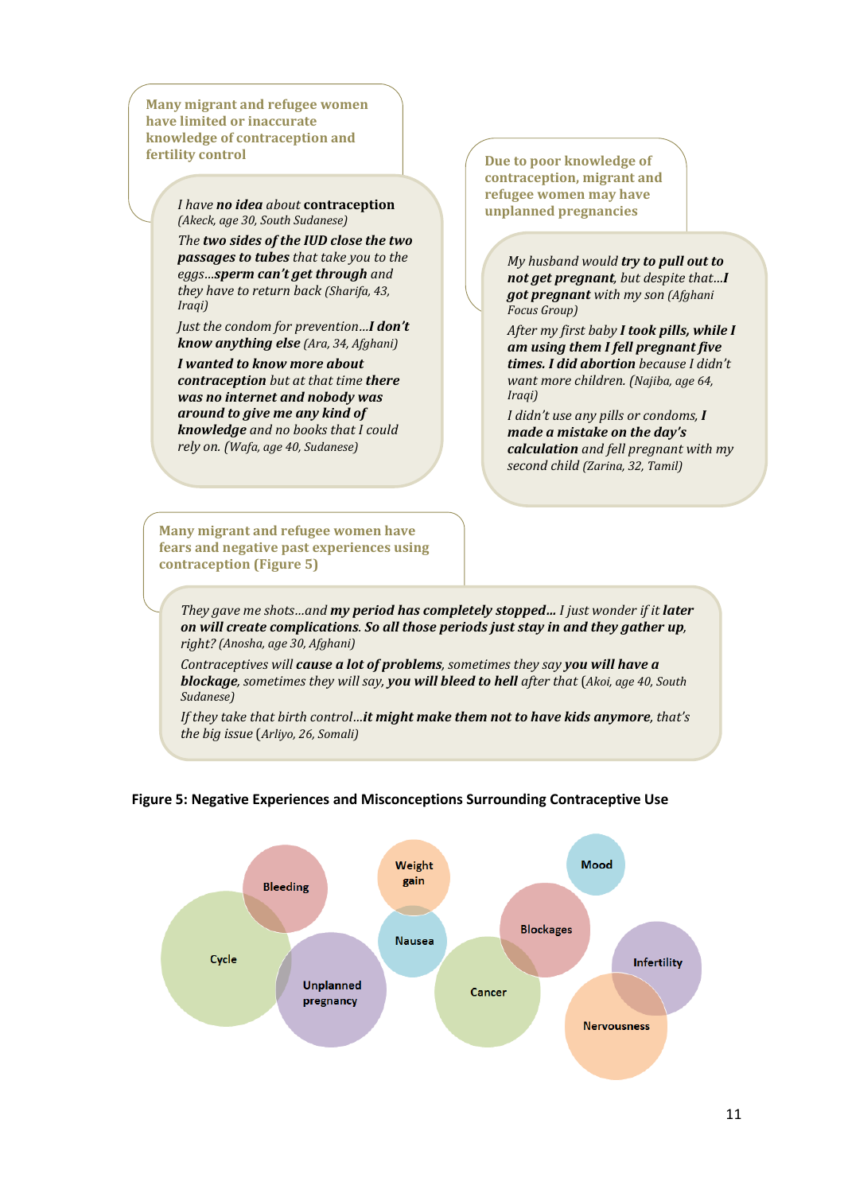**Many migrant and refugee women have limited or inaccurate knowledge of contraception and fertility control**

*I have **no idea** about **contraception** (Akeck, age 30, South Sudanese)*

*The **two sides of the IUD close the two passages to tubes** that take you to the eggs…**sperm can't get through** and they have to return back (Sharifa, 43, Iraqi)*

*Just the condom for prevention…**I don't know anything else** (Ara, 34, Afghani)*

***I wanted to know more about contraception** but at that time **there was no internet and nobody was around to give me any kind of knowledge** and no books that I could rely on. (Wafa, age 40, Sudanese)*

**Due to poor knowledge of contraception, migrant and refugee women may have unplanned pregnancies**

*My husband would **try to pull out to not get pregnant**, but despite that…**I got pregnant** with my son (Afghani Focus Group)*

*After my first baby **I took pills, while I am using them I fell pregnant five times. I did abortion** because I didn't want more children. (Najiba, age 64, Iraqi)*

*I didn't use any pills or condoms, **I made a mistake on the day's calculation** and fell pregnant with my second child (Zarina, 32, Tamil)*

**Many migrant and refugee women have fears and negative past experiences using contraception (Figure 5)**

*They gave me shots…and **my period has completely stopped…** I just wonder if it **later on will create complications. So all those periods just stay in and they gather up**, right? (Anosha, age 30, Afghani)*

*Contraceptives will **cause a lot of problems**, sometimes they say **you will have a blockage**, sometimes they will say, **you will bleed to hell** after that (Akoi, age 40, South Sudanese)*

*If they take that birth control…**it might make them not to have kids anymore**, that's the big issue (Arliyo, 26, Somali)*

**Figure 5: Negative Experiences and Misconceptions Surrounding Contraceptive Use**

Bleeding, Cycle, Unplanned pregnancy, Weight gain, Nausea, Mood, Blockages, Cancer, Infertility, Nervousness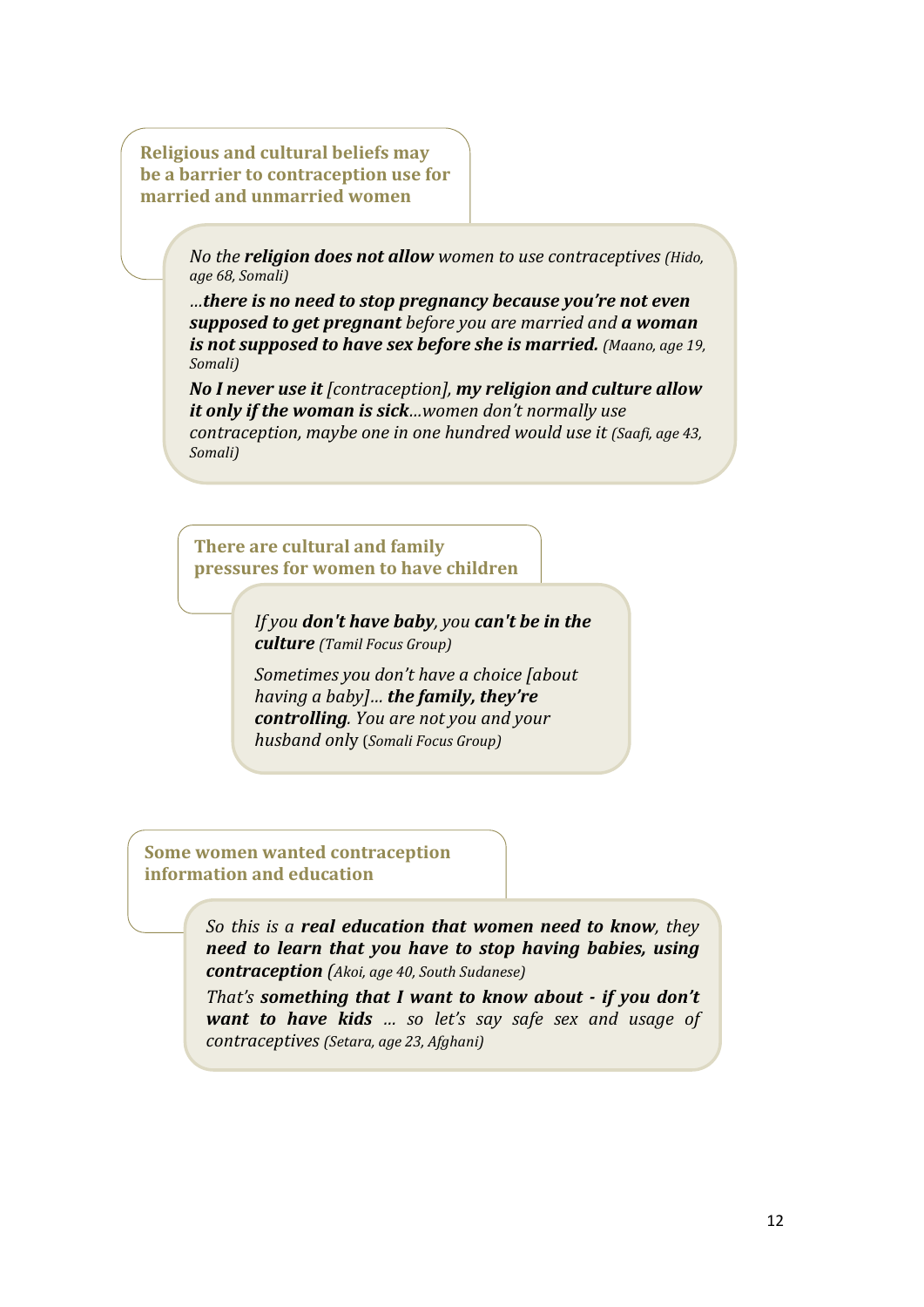**Religious and cultural beliefs may be a barrier to contraception use for married and unmarried women**

*No the **religion does not allow** women to use contraceptives (Hido, age 68, Somali)*

*…**there is no need to stop pregnancy because you're not even supposed to get pregnant** before you are married and **a woman is not supposed to have sex before she is married.** (Maano, age 19, Somali)*

***No I never use it** [contraception], **my religion and culture allow it only if the woman is sick**…women don't normally use contraception, maybe one in one hundred would use it (Saafi, age 43, Somali)*

**There are cultural and family pressures for women to have children**

*If you **don't have baby**, you **can't be in the culture** (Tamil Focus Group)*

*Sometimes you don't have a choice [about having a baby]… **the family, they're controlling**. You are not you and your husband only* (*Somali Focus Group)*

**Some women wanted contraception information and education**

*So this is a **real education that women need to know**, they **need to learn that you have to stop having babies, using contraception** (Akoi, age 40, South Sudanese)*

*That's **something that I want to know about - if you don't want to have kids** … so let's say safe sex and usage of contraceptives (Setara, age 23, Afghani)*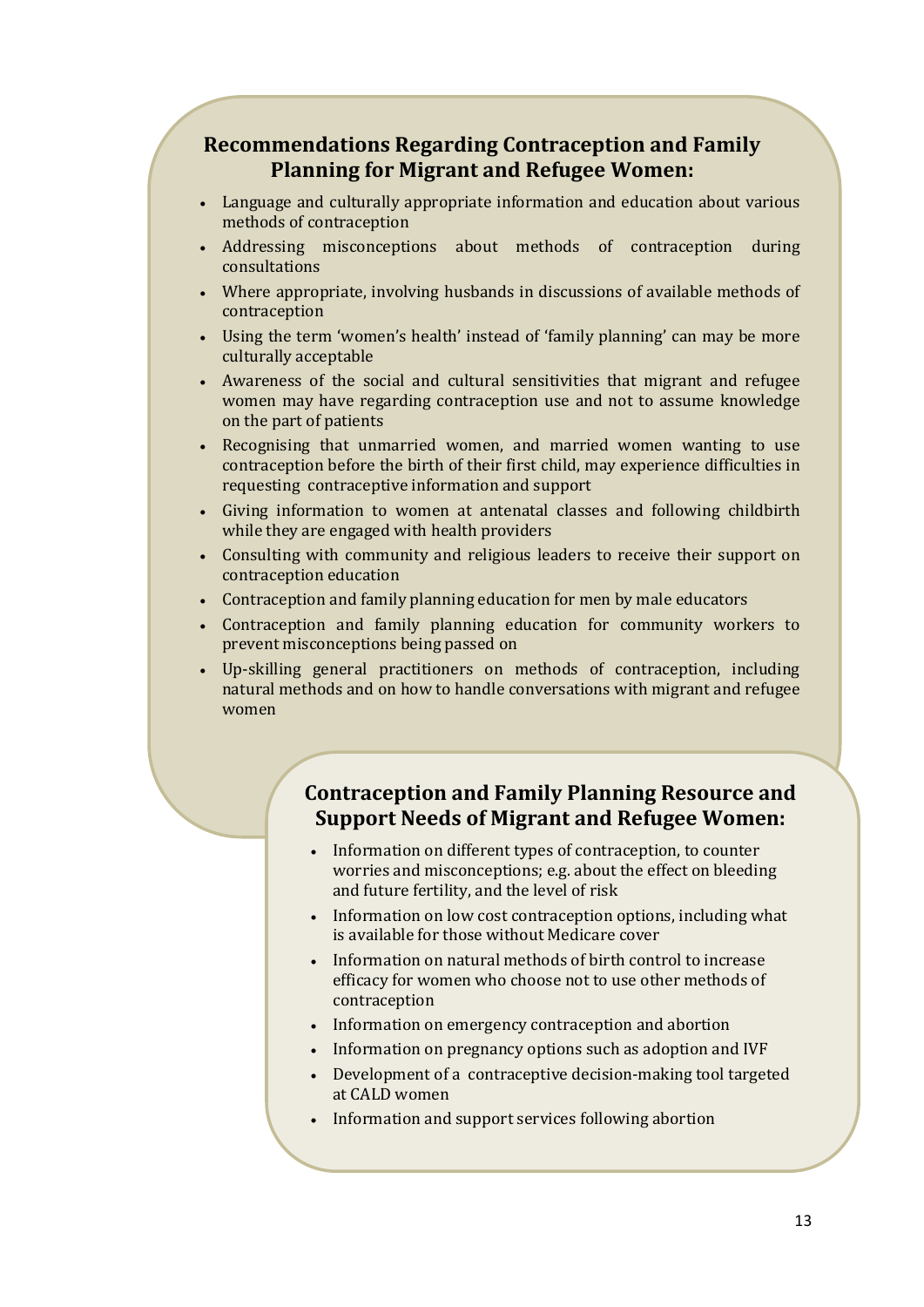## Recommendations Regarding Contraception and Family Planning for Migrant and Refugee Women:

- Language and culturally appropriate information and education about various methods of contraception
- Addressing misconceptions about methods of contraception during consultations
- Where appropriate, involving husbands in discussions of available methods of contraception
- Using the term 'women's health' instead of 'family planning' can may be more culturally acceptable
- Awareness of the social and cultural sensitivities that migrant and refugee women may have regarding contraception use and not to assume knowledge on the part of patients
- Recognising that unmarried women, and married women wanting to use contraception before the birth of their first child, may experience difficulties in requesting contraceptive information and support
- Giving information to women at antenatal classes and following childbirth while they are engaged with health providers
- Consulting with community and religious leaders to receive their support on contraception education
- Contraception and family planning education for men by male educators
- Contraception and family planning education for community workers to prevent misconceptions being passed on
- Up-skilling general practitioners on methods of contraception, including natural methods and on how to handle conversations with migrant and refugee women

## Contraception and Family Planning Resource and Support Needs of Migrant and Refugee Women:

- Information on different types of contraception, to counter worries and misconceptions; e.g. about the effect on bleeding and future fertility, and the level of risk
- Information on low cost contraception options, including what is available for those without Medicare cover
- Information on natural methods of birth control to increase efficacy for women who choose not to use other methods of contraception
- Information on emergency contraception and abortion
- Information on pregnancy options such as adoption and IVF
- Development of a contraceptive decision-making tool targeted at CALD women
- Information and support services following abortion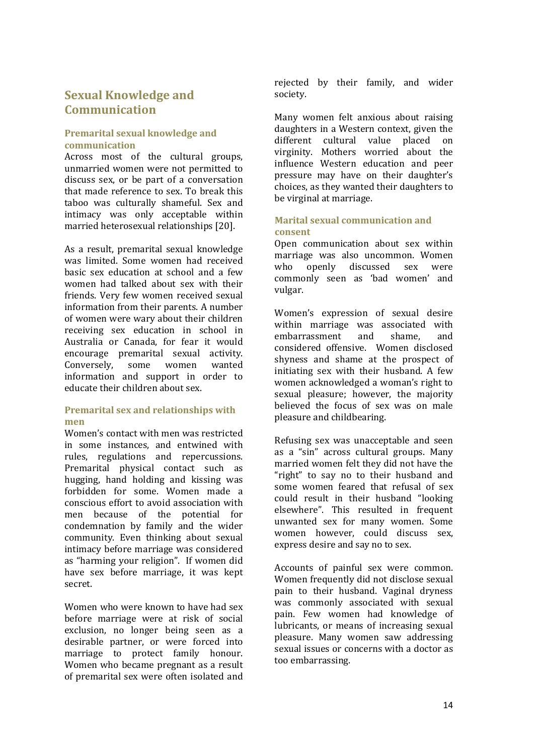## Sexual Knowledge and Communication

### Premarital sexual knowledge and communication

Across most of the cultural groups, unmarried women were not permitted to discuss sex, or be part of a conversation that made reference to sex. To break this taboo was culturally shameful. Sex and intimacy was only acceptable within married heterosexual relationships [20].

As a result, premarital sexual knowledge was limited. Some women had received basic sex education at school and a few women had talked about sex with their friends. Very few women received sexual information from their parents. A number of women were wary about their children receiving sex education in school in Australia or Canada, for fear it would encourage premarital sexual activity. Conversely, some women wanted information and support in order to educate their children about sex.

### Premarital sex and relationships with men

Women's contact with men was restricted in some instances, and entwined with rules, regulations and repercussions. Premarital physical contact such as hugging, hand holding and kissing was forbidden for some. Women made a conscious effort to avoid association with men because of the potential for condemnation by family and the wider community. Even thinking about sexual intimacy before marriage was considered as "harming your religion". If women did have sex before marriage, it was kept secret.

Women who were known to have had sex before marriage were at risk of social exclusion, no longer being seen as a desirable partner, or were forced into marriage to protect family honour. Women who became pregnant as a result of premarital sex were often isolated and rejected by their family, and wider society.

Many women felt anxious about raising daughters in a Western context, given the different cultural value placed on virginity. Mothers worried about the influence Western education and peer pressure may have on their daughter's choices, as they wanted their daughters to be virginal at marriage.

### Marital sexual communication and consent

Open communication about sex within marriage was also uncommon. Women who openly discussed sex were commonly seen as 'bad women' and vulgar.

Women's expression of sexual desire within marriage was associated with embarrassment and shame, and considered offensive. Women disclosed shyness and shame at the prospect of initiating sex with their husband. A few women acknowledged a woman's right to sexual pleasure; however, the majority believed the focus of sex was on male pleasure and childbearing.

Refusing sex was unacceptable and seen as a "sin" across cultural groups. Many married women felt they did not have the "right" to say no to their husband and some women feared that refusal of sex could result in their husband "looking elsewhere". This resulted in frequent unwanted sex for many women. Some women however, could discuss sex, express desire and say no to sex.

Accounts of painful sex were common. Women frequently did not disclose sexual pain to their husband. Vaginal dryness was commonly associated with sexual pain. Few women had knowledge of lubricants, or means of increasing sexual pleasure. Many women saw addressing sexual issues or concerns with a doctor as too embarrassing.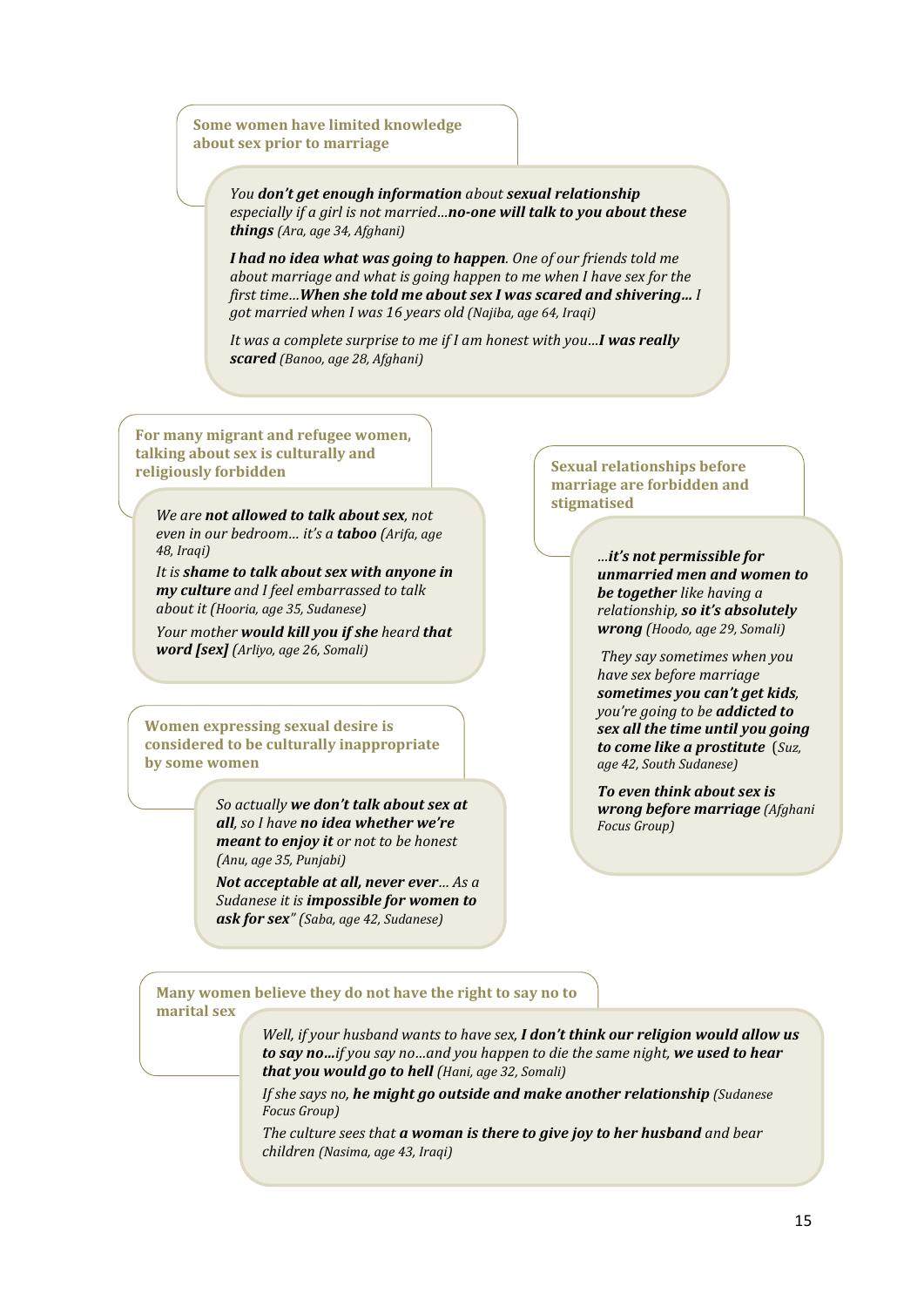**Some women have limited knowledge about sex prior to marriage**

*You* ***don't get enough information*** *about* ***sexual relationship*** *especially if a girl is not married…****no-one will talk to you about these things*** *(Ara, age 34, Afghani)*

***I had no idea what was going to happen****. One of our friends told me about marriage and what is going happen to me when I have sex for the first time…****When she told me about sex I was scared and shivering…*** *I got married when I was 16 years old (Najiba, age 64, Iraqi)*

*It was a complete surprise to me if I am honest with you…****I was really scared*** *(Banoo, age 28, Afghani)*

**For many migrant and refugee women, talking about sex is culturally and religiously forbidden**

*We are* ***not allowed to talk about sex****, not even in our bedroom… it's a* ***taboo*** *(Arifa, age 48, Iraqi)*

*It is* ***shame to talk about sex with anyone in my culture*** *and I feel embarrassed to talk about it (Hooria, age 35, Sudanese)*

*Your mother* ***would kill you if she*** *heard* ***that word [sex]*** *(Arliyo, age 26, Somali)*

**Women expressing sexual desire is considered to be culturally inappropriate by some women**

*So actually* ***we don't talk about sex at all****, so I have* ***no idea whether we're meant to enjoy it*** *or not to be honest (Anu, age 35, Punjabi)*

***Not acceptable at all, never ever****… As a Sudanese it is* ***impossible for women to ask for sex****" (Saba, age 42, Sudanese)*

**Sexual relationships before marriage are forbidden and stigmatised**

*…****it's not permissible for unmarried men and women to be together*** *like having a relationship,* ***so it's absolutely wrong*** *(Hoodo, age 29, Somali)*

*They say sometimes when you have sex before marriage* ***sometimes you can't get kids****, you're going to be* ***addicted to sex all the time until you going to come like a prostitute*** *(Suz, age 42, South Sudanese)*

***To even think about sex is wrong before marriage*** *(Afghani Focus Group)*

**Many women believe they do not have the right to say no to marital sex**

*Well, if your husband wants to have sex,* ***I don't think our religion would allow us to say no…****if you say no…and you happen to die the same night,* ***we used to hear that you would go to hell*** *(Hani, age 32, Somali)*

*If she says no,* ***he might go outside and make another relationship*** *(Sudanese Focus Group)*

*The culture sees that* ***a woman is there to give joy to her husband*** *and bear children (Nasima, age 43, Iraqi)*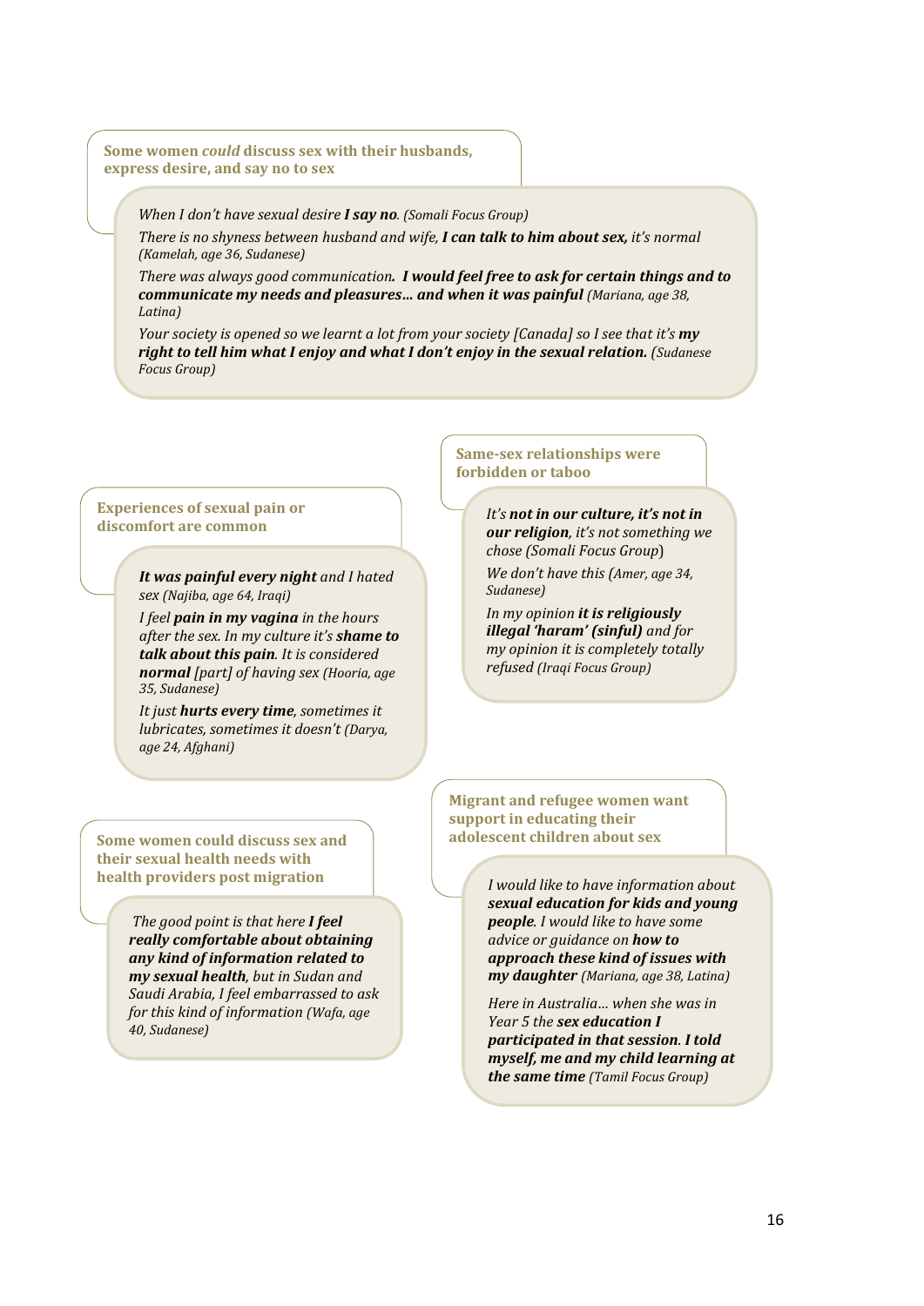### Some women *could* discuss sex with their husbands, express desire, and say no to sex

*When I don't have sexual desire **I say no**. (Somali Focus Group)*

*There is no shyness between husband and wife, **I can talk to him about sex,** it's normal (Kamelah, age 36, Sudanese)*

*There was always good communication**. I would feel free to ask for certain things and to communicate my needs and pleasures… and when it was painful** (Mariana, age 38, Latina)*

*Your society is opened so we learnt a lot from your society [Canada] so I see that it's **my right to tell him what I enjoy and what I don't enjoy in the sexual relation.** (Sudanese Focus Group)*

### Experiences of sexual pain or discomfort are common

***It was painful every night** and I hated sex (Najiba, age 64, Iraqi)*

*I feel **pain in my vagina** in the hours after the sex. In my culture it's **shame to talk about this pain**. It is considered **normal** [part] of having sex (Hooria, age 35, Sudanese)*

*It just **hurts every time**, sometimes it lubricates, sometimes it doesn't (Darya, age 24, Afghani)*

### Same-sex relationships were forbidden or taboo

*It's **not in our culture, it's not in our religion**, it's not something we chose (Somali Focus Group)*

*We don't have this (Amer, age 34, Sudanese)*

*In my opinion **it is religiously illegal 'haram' (sinful)** and for my opinion it is completely totally refused (Iraqi Focus Group)*

### Some women could discuss sex and their sexual health needs with health providers post migration

*The good point is that here **I feel really comfortable about obtaining any kind of information related to my sexual health**, but in Sudan and Saudi Arabia, I feel embarrassed to ask for this kind of information (Wafa, age 40, Sudanese)*

### Migrant and refugee women want support in educating their adolescent children about sex

*I would like to have information about **sexual education for kids and young people**. I would like to have some advice or guidance on **how to approach these kind of issues with my daughter** (Mariana, age 38, Latina)*

*Here in Australia… when she was in Year 5 the **sex education I participated in that session**. **I told myself, me and my child learning at the same time** (Tamil Focus Group)*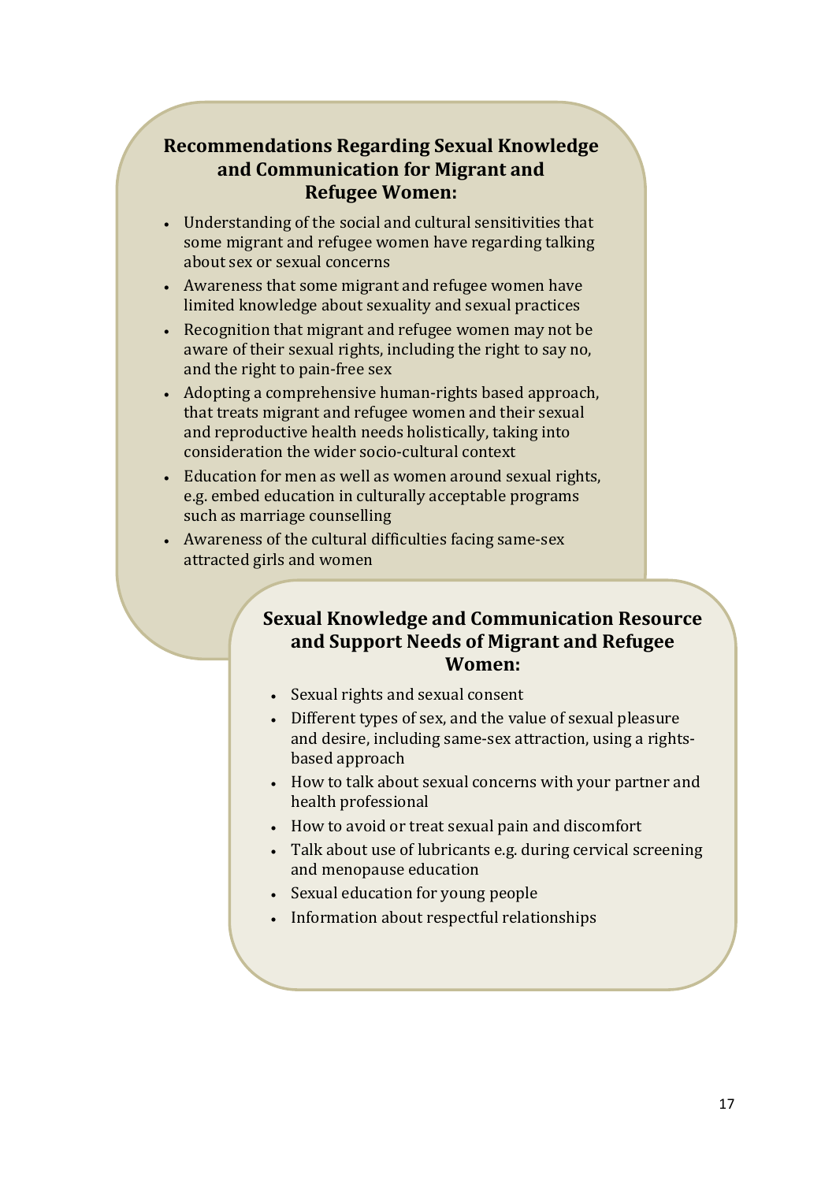### Recommendations Regarding Sexual Knowledge and Communication for Migrant and Refugee Women:

- Understanding of the social and cultural sensitivities that some migrant and refugee women have regarding talking about sex or sexual concerns
- Awareness that some migrant and refugee women have limited knowledge about sexuality and sexual practices
- Recognition that migrant and refugee women may not be aware of their sexual rights, including the right to say no, and the right to pain-free sex
- Adopting a comprehensive human-rights based approach, that treats migrant and refugee women and their sexual and reproductive health needs holistically, taking into consideration the wider socio-cultural context
- Education for men as well as women around sexual rights, e.g. embed education in culturally acceptable programs such as marriage counselling
- Awareness of the cultural difficulties facing same-sex attracted girls and women

### Sexual Knowledge and Communication Resource and Support Needs of Migrant and Refugee Women:

- Sexual rights and sexual consent
- Different types of sex, and the value of sexual pleasure and desire, including same-sex attraction, using a rights-based approach
- How to talk about sexual concerns with your partner and health professional
- How to avoid or treat sexual pain and discomfort
- Talk about use of lubricants e.g. during cervical screening and menopause education
- Sexual education for young people
- Information about respectful relationships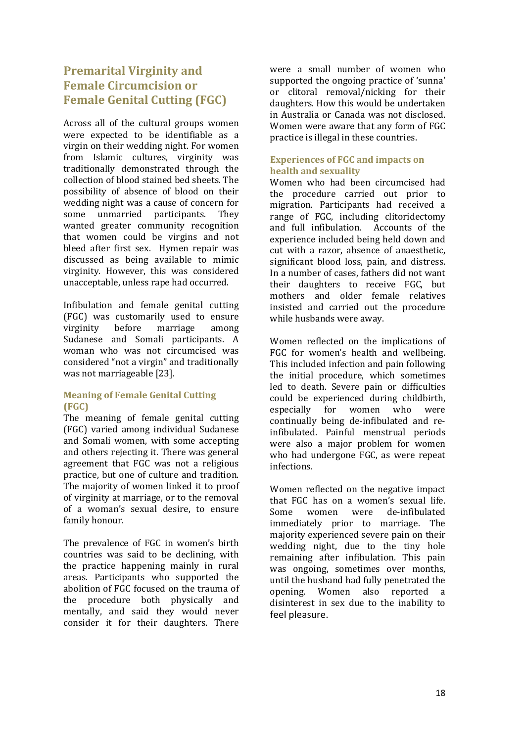## Premarital Virginity and Female Circumcision or Female Genital Cutting (FGC)

Across all of the cultural groups women were expected to be identifiable as a virgin on their wedding night. For women from Islamic cultures, virginity was traditionally demonstrated through the collection of blood stained bed sheets. The possibility of absence of blood on their wedding night was a cause of concern for some unmarried participants. They wanted greater community recognition that women could be virgins and not bleed after first sex. Hymen repair was discussed as being available to mimic virginity. However, this was considered unacceptable, unless rape had occurred.

Infibulation and female genital cutting (FGC) was customarily used to ensure virginity before marriage among Sudanese and Somali participants. A woman who was not circumcised was considered "not a virgin" and traditionally was not marriageable [23].

### Meaning of Female Genital Cutting (FGC)

The meaning of female genital cutting (FGC) varied among individual Sudanese and Somali women, with some accepting and others rejecting it. There was general agreement that FGC was not a religious practice, but one of culture and tradition. The majority of women linked it to proof of virginity at marriage, or to the removal of a woman's sexual desire, to ensure family honour.

The prevalence of FGC in women's birth countries was said to be declining, with the practice happening mainly in rural areas. Participants who supported the abolition of FGC focused on the trauma of the procedure both physically and mentally, and said they would never consider it for their daughters. There were a small number of women who supported the ongoing practice of 'sunna' or clitoral removal/nicking for their daughters. How this would be undertaken in Australia or Canada was not disclosed. Women were aware that any form of FGC practice is illegal in these countries.

### Experiences of FGC and impacts on health and sexuality

Women who had been circumcised had the procedure carried out prior to migration. Participants had received a range of FGC, including clitoridectomy and full infibulation. Accounts of the experience included being held down and cut with a razor, absence of anaesthetic, significant blood loss, pain, and distress. In a number of cases, fathers did not want their daughters to receive FGC, but mothers and older female relatives insisted and carried out the procedure while husbands were away.

Women reflected on the implications of FGC for women's health and wellbeing. This included infection and pain following the initial procedure, which sometimes led to death. Severe pain or difficulties could be experienced during childbirth, especially for women who were continually being de-infibulated and re-infibulated. Painful menstrual periods were also a major problem for women who had undergone FGC, as were repeat infections.

Women reflected on the negative impact that FGC has on a women's sexual life. Some women were de-infibulated immediately prior to marriage. The majority experienced severe pain on their wedding night, due to the tiny hole remaining after infibulation. This pain was ongoing, sometimes over months, until the husband had fully penetrated the opening. Women also reported a disinterest in sex due to the inability to feel pleasure.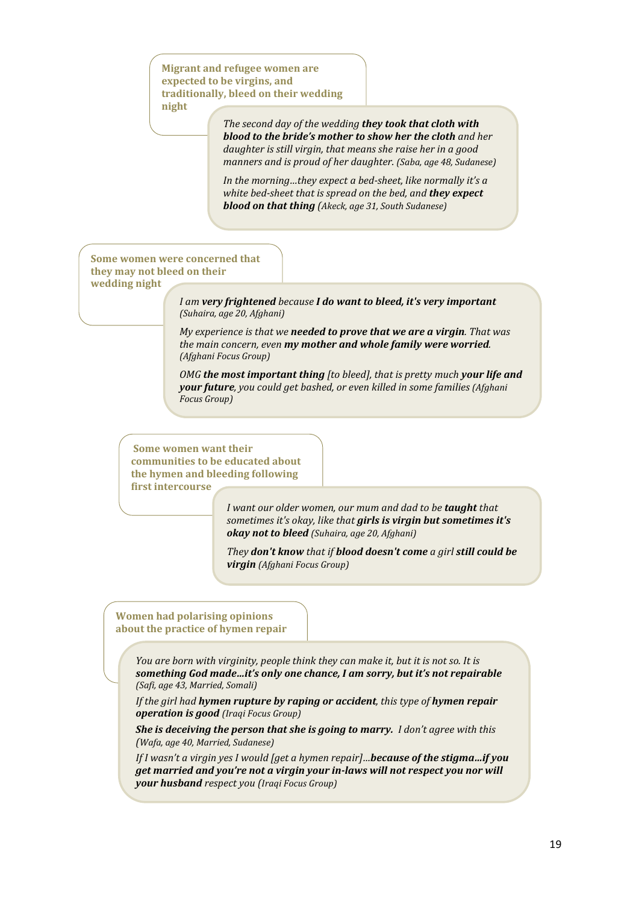**Migrant and refugee women are expected to be virgins, and traditionally, bleed on their wedding night**

*The second day of the wedding **they took that cloth with blood to the bride's mother to show her the cloth** and her daughter is still virgin, that means she raise her in a good manners and is proud of her daughter. (Saba, age 48, Sudanese)*

*In the morning…they expect a bed-sheet, like normally it's a white bed-sheet that is spread on the bed, and **they expect blood on that thing** (Akeck, age 31, South Sudanese)*

**Some women were concerned that they may not bleed on their wedding night**

*I am **very frightened** because **I do want to bleed, it's very important** (Suhaira, age 20, Afghani)*

*My experience is that we **needed to prove that we are a virgin**. That was the main concern, even **my mother and whole family were worried**. (Afghani Focus Group)*

*OMG **the most important thing** [to bleed], that is pretty much **your life and your future**, you could get bashed, or even killed in some families (Afghani Focus Group)*

**Some women want their communities to be educated about the hymen and bleeding following first intercourse**

*I want our older women, our mum and dad to be **taught** that sometimes it's okay, like that **girls is virgin but sometimes it's okay not to bleed** (Suhaira, age 20, Afghani)*

*They **don't know** that if **blood doesn't come** a girl **still could be virgin** (Afghani Focus Group)*

**Women had polarising opinions about the practice of hymen repair**

*You are born with virginity, people think they can make it, but it is not so. It is **something God made…it's only one chance, I am sorry, but it's not repairable** (Safi, age 43, Married, Somali)*

*If the girl had **hymen rupture by raping or accident**, this type of **hymen repair operation is good** (Iraqi Focus Group)*

***She is deceiving the person that she is going to marry.** I don't agree with this (Wafa, age 40, Married, Sudanese)*

*If I wasn't a virgin yes I would [get a hymen repair]…**because of the stigma…if you get married and you're not a virgin your in-laws will not respect you nor will your husband** respect you (Iraqi Focus Group)*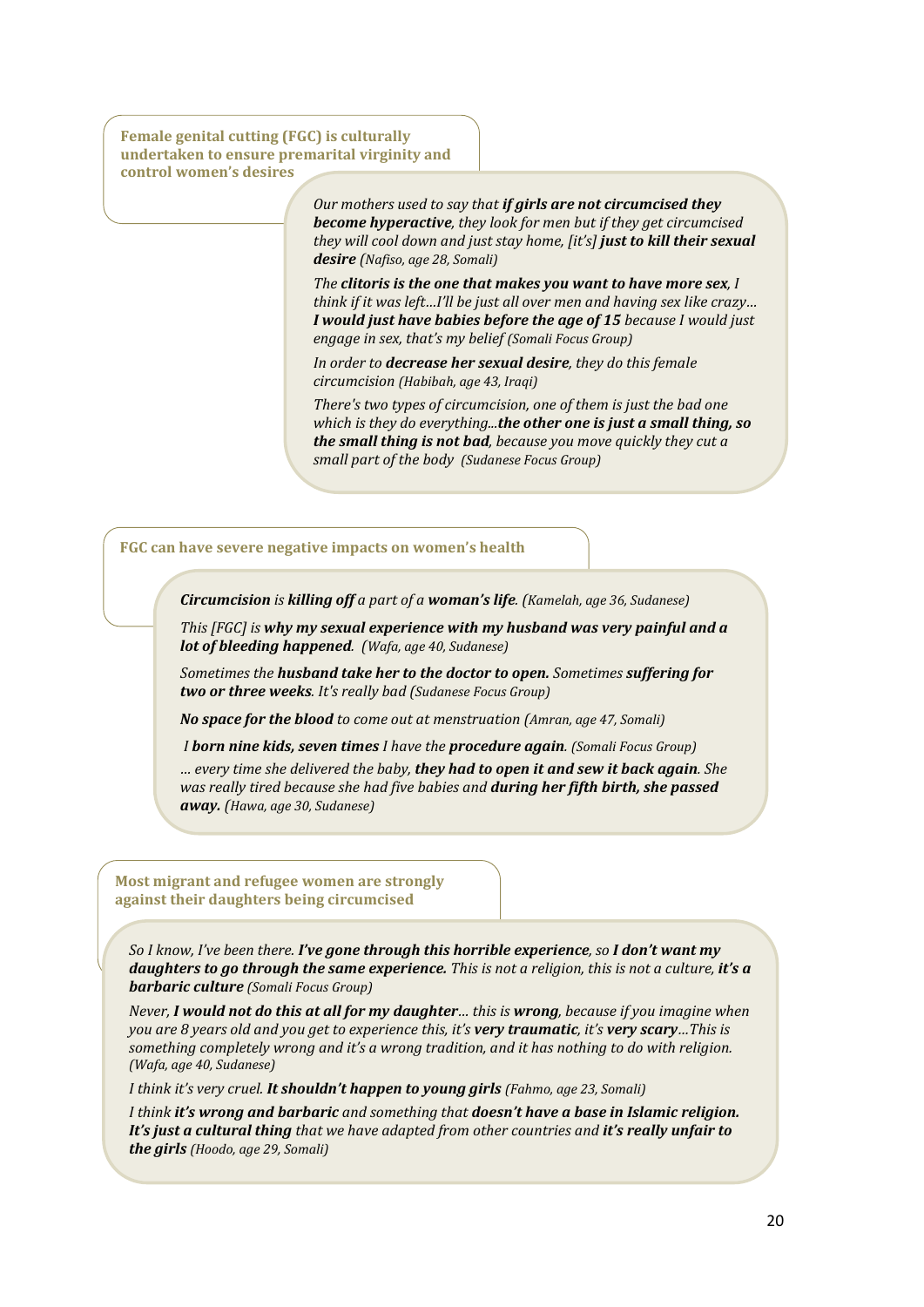**Female genital cutting (FGC) is culturally undertaken to ensure premarital virginity and control women's desires**

*Our mothers used to say that **if girls are not circumcised they become hyperactive**, they look for men but if they get circumcised they will cool down and just stay home, [it's] **just to kill their sexual desire** (Nafiso, age 28, Somali)*

*The **clitoris is the one that makes you want to have more sex**, I think if it was left…I'll be just all over men and having sex like crazy… **I would just have babies before the age of 15** because I would just engage in sex, that's my belief (Somali Focus Group)*

*In order to **decrease her sexual desire**, they do this female circumcision (Habibah, age 43, Iraqi)*

*There's two types of circumcision, one of them is just the bad one which is they do everything...**the other one is just a small thing, so the small thing is not bad**, because you move quickly they cut a small part of the body (Sudanese Focus Group)*

**FGC can have severe negative impacts on women's health**

***Circumcision** is **killing off** a part of a **woman's life**. (Kamelah, age 36, Sudanese)*

*This [FGC] is **why my sexual experience with my husband was very painful and a lot of bleeding happened**. (Wafa, age 40, Sudanese)*

*Sometimes the **husband take her to the doctor to open.** Sometimes **suffering for two or three weeks**. It's really bad (Sudanese Focus Group)*

***No space for the blood** to come out at menstruation (Amran, age 47, Somali)*

*I **born nine kids, seven times** I have the **procedure again**. (Somali Focus Group)*

*… every time she delivered the baby, **they had to open it and sew it back again**. She was really tired because she had five babies and **during her fifth birth, she passed away.** (Hawa, age 30, Sudanese)*

**Most migrant and refugee women are strongly against their daughters being circumcised**

*So I know, I've been there. **I've gone through this horrible experience**, so **I don't want my daughters to go through the same experience.** This is not a religion, this is not a culture, **it's a barbaric culture** (Somali Focus Group)*

*Never, **I would not do this at all for my daughter**… this is **wrong**, because if you imagine when you are 8 years old and you get to experience this, it's **very traumatic**, it's **very scary**…This is something completely wrong and it's a wrong tradition, and it has nothing to do with religion. (Wafa, age 40, Sudanese)*

*I think it's very cruel. **It shouldn't happen to young girls** (Fahmo, age 23, Somali)*

*I think **it's wrong and barbaric** and something that **doesn't have a base in Islamic religion. It's just a cultural thing** that we have adapted from other countries and **it's really unfair to the girls** (Hoodo, age 29, Somali)*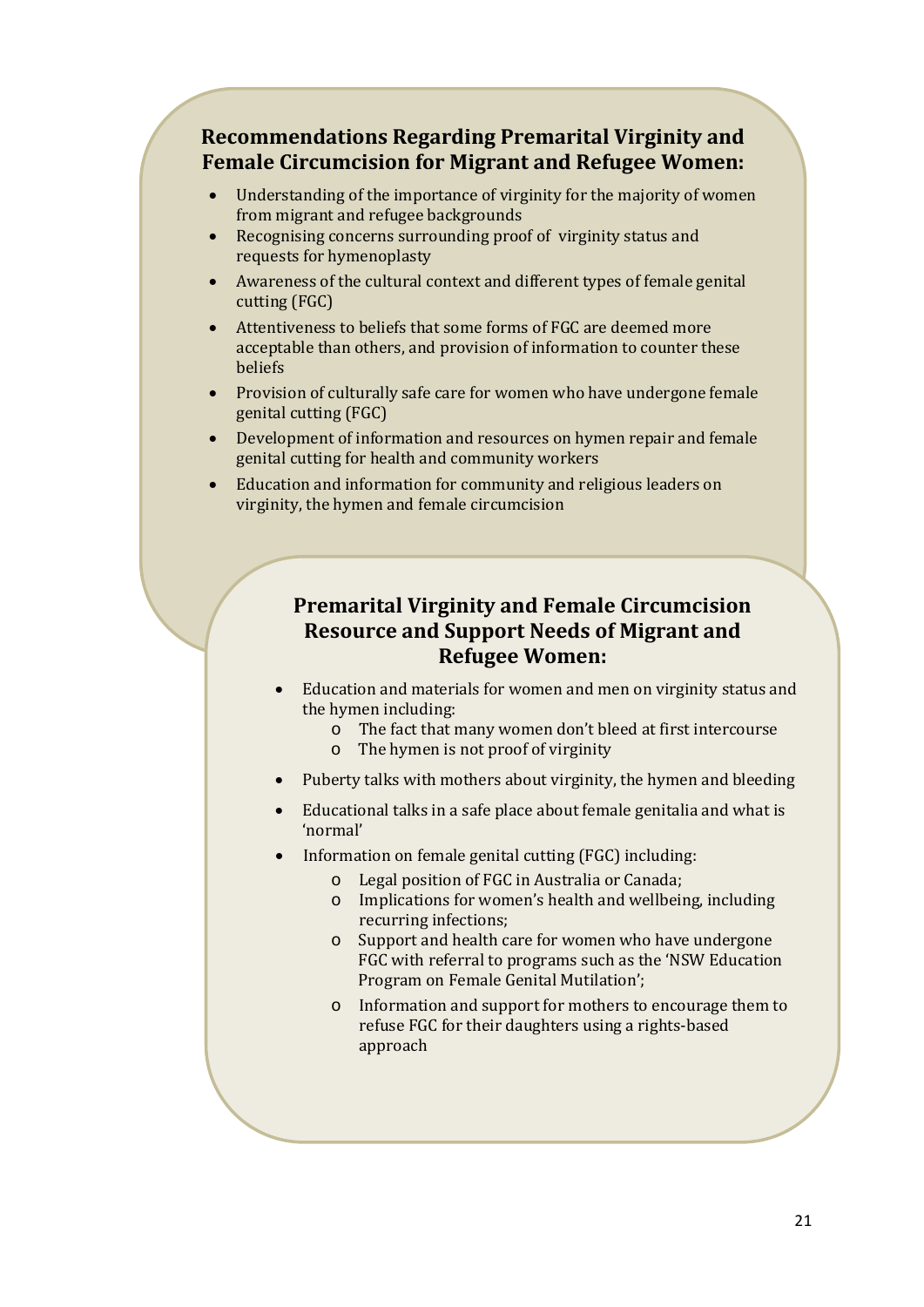## Recommendations Regarding Premarital Virginity and Female Circumcision for Migrant and Refugee Women:

- Understanding of the importance of virginity for the majority of women from migrant and refugee backgrounds
- Recognising concerns surrounding proof of virginity status and requests for hymenoplasty
- Awareness of the cultural context and different types of female genital cutting (FGC)
- Attentiveness to beliefs that some forms of FGC are deemed more acceptable than others, and provision of information to counter these beliefs
- Provision of culturally safe care for women who have undergone female genital cutting (FGC)
- Development of information and resources on hymen repair and female genital cutting for health and community workers
- Education and information for community and religious leaders on virginity, the hymen and female circumcision

## Premarital Virginity and Female Circumcision Resource and Support Needs of Migrant and Refugee Women:

- Education and materials for women and men on virginity status and the hymen including:
  - The fact that many women don't bleed at first intercourse
  - The hymen is not proof of virginity
- Puberty talks with mothers about virginity, the hymen and bleeding
- Educational talks in a safe place about female genitalia and what is 'normal'
- Information on female genital cutting (FGC) including:
  - Legal position of FGC in Australia or Canada;
  - Implications for women's health and wellbeing, including recurring infections;
  - Support and health care for women who have undergone FGC with referral to programs such as the 'NSW Education Program on Female Genital Mutilation';
  - Information and support for mothers to encourage them to refuse FGC for their daughters using a rights-based approach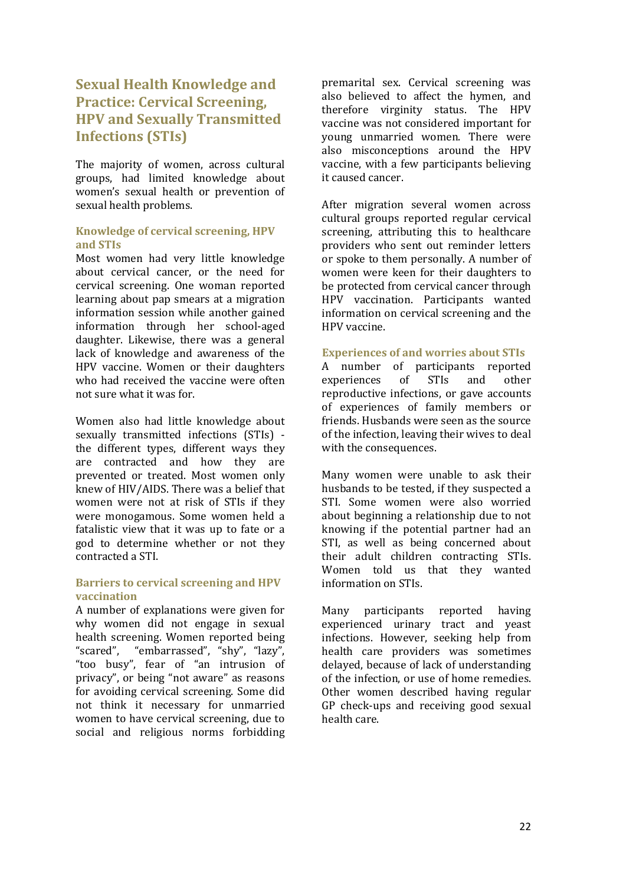## Sexual Health Knowledge and Practice: Cervical Screening, HPV and Sexually Transmitted Infections (STIs)

The majority of women, across cultural groups, had limited knowledge about women's sexual health or prevention of sexual health problems.

### Knowledge of cervical screening, HPV and STIs

Most women had very little knowledge about cervical cancer, or the need for cervical screening. One woman reported learning about pap smears at a migration information session while another gained information through her school-aged daughter. Likewise, there was a general lack of knowledge and awareness of the HPV vaccine. Women or their daughters who had received the vaccine were often not sure what it was for.

Women also had little knowledge about sexually transmitted infections (STIs) - the different types, different ways they are contracted and how they are prevented or treated. Most women only knew of HIV/AIDS. There was a belief that women were not at risk of STIs if they were monogamous. Some women held a fatalistic view that it was up to fate or a god to determine whether or not they contracted a STI.

### Barriers to cervical screening and HPV vaccination

A number of explanations were given for why women did not engage in sexual health screening. Women reported being "scared", "embarrassed", "shy", "lazy", "too busy", fear of "an intrusion of privacy", or being "not aware" as reasons for avoiding cervical screening. Some did not think it necessary for unmarried women to have cervical screening, due to social and religious norms forbidding premarital sex. Cervical screening was also believed to affect the hymen, and therefore virginity status. The HPV vaccine was not considered important for young unmarried women. There were also misconceptions around the HPV vaccine, with a few participants believing it caused cancer.

After migration several women across cultural groups reported regular cervical screening, attributing this to healthcare providers who sent out reminder letters or spoke to them personally. A number of women were keen for their daughters to be protected from cervical cancer through HPV vaccination. Participants wanted information on cervical screening and the HPV vaccine.

### Experiences of and worries about STIs

A number of participants reported experiences of STIs and other reproductive infections, or gave accounts of experiences of family members or friends. Husbands were seen as the source of the infection, leaving their wives to deal with the consequences.

Many women were unable to ask their husbands to be tested, if they suspected a STI. Some women were also worried about beginning a relationship due to not knowing if the potential partner had an STI, as well as being concerned about their adult children contracting STIs. Women told us that they wanted information on STIs.

Many participants reported having experienced urinary tract and yeast infections. However, seeking help from health care providers was sometimes delayed, because of lack of understanding of the infection, or use of home remedies. Other women described having regular GP check-ups and receiving good sexual health care.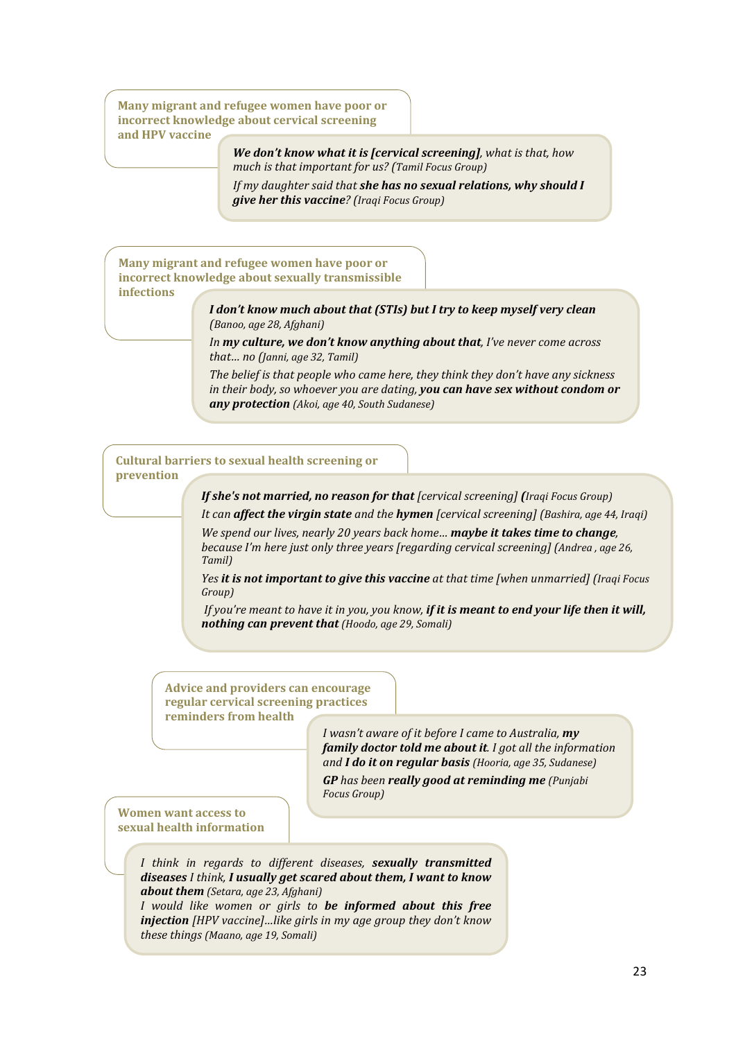**Many migrant and refugee women have poor or incorrect knowledge about cervical screening and HPV vaccine**

> ***We don't know what it is [cervical screening]****, what is that, how much is that important for us? (Tamil Focus Group)*
>
> *If my daughter said that* ***she has no sexual relations, why should I give her this vaccine****? (Iraqi Focus Group)*

**Many migrant and refugee women have poor or incorrect knowledge about sexually transmissible infections**

> ***I don't know much about that (STIs) but I try to keep myself very clean*** *(Banoo, age 28, Afghani)*
>
> *In* ***my culture, we don't know anything about that****, I've never come across that… no (Janni, age 32, Tamil)*
>
> *The belief is that people who came here, they think they don't have any sickness in their body, so whoever you are dating,* ***you can have sex without condom or any protection*** *(Akoi, age 40, South Sudanese)*

**Cultural barriers to sexual health screening or prevention**

> ***If she's not married, no reason for that*** *[cervical screening] (Iraqi Focus Group)*
>
> *It can* ***affect the virgin state*** *and the* ***hymen*** *[cervical screening] (Bashira, age 44, Iraqi)*
>
> *We spend our lives, nearly 20 years back home…* ***maybe it takes time to change****, because I'm here just only three years [regarding cervical screening] (Andrea , age 26, Tamil)*
>
> *Yes* ***it is not important to give this vaccine*** *at that time [when unmarried] (Iraqi Focus Group)*
>
> *If you're meant to have it in you, you know,* ***if it is meant to end your life then it will, nothing can prevent that*** *(Hoodo, age 29, Somali)*

**Advice and providers can encourage regular cervical screening practices reminders from health**

> *I wasn't aware of it before I came to Australia,* ***my family doctor told me about it****. I got all the information and* ***I do it on regular basis*** *(Hooria, age 35, Sudanese)*
>
> ***GP*** *has been* ***really good at reminding me*** *(Punjabi Focus Group)*

**Women want access to sexual health information**

> *I think in regards to different diseases,* ***sexually transmitted diseases*** *I think,* ***I usually get scared about them, I want to know about them*** *(Setara, age 23, Afghani)*
>
> *I would like women or girls to* ***be informed about this free injection*** *[HPV vaccine]…like girls in my age group they don't know these things (Maano, age 19, Somali)*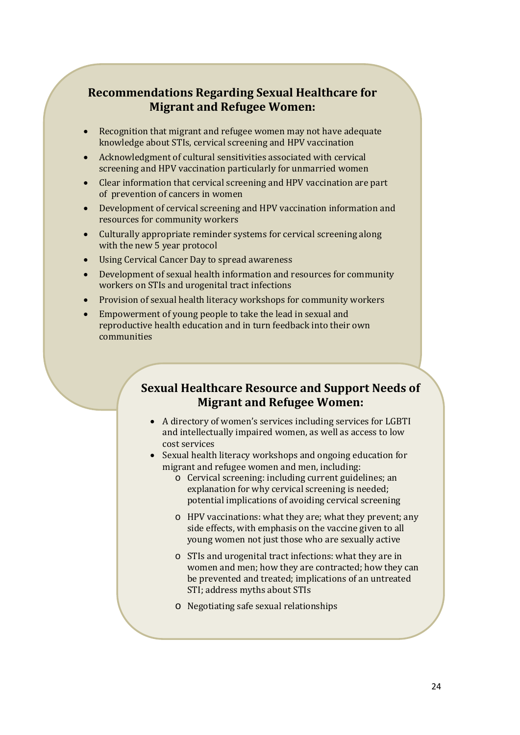## Recommendations Regarding Sexual Healthcare for Migrant and Refugee Women:

- Recognition that migrant and refugee women may not have adequate knowledge about STIs, cervical screening and HPV vaccination
- Acknowledgment of cultural sensitivities associated with cervical screening and HPV vaccination particularly for unmarried women
- Clear information that cervical screening and HPV vaccination are part of prevention of cancers in women
- Development of cervical screening and HPV vaccination information and resources for community workers
- Culturally appropriate reminder systems for cervical screening along with the new 5 year protocol
- Using Cervical Cancer Day to spread awareness
- Development of sexual health information and resources for community workers on STIs and urogenital tract infections
- Provision of sexual health literacy workshops for community workers
- Empowerment of young people to take the lead in sexual and reproductive health education and in turn feedback into their own communities

## Sexual Healthcare Resource and Support Needs of Migrant and Refugee Women:

- A directory of women's services including services for LGBTI and intellectually impaired women, as well as access to low cost services
- Sexual health literacy workshops and ongoing education for migrant and refugee women and men, including:
  - Cervical screening: including current guidelines; an explanation for why cervical screening is needed; potential implications of avoiding cervical screening
  - HPV vaccinations: what they are; what they prevent; any side effects, with emphasis on the vaccine given to all young women not just those who are sexually active
  - STIs and urogenital tract infections: what they are in women and men; how they are contracted; how they can be prevented and treated; implications of an untreated STI; address myths about STIs
  - Negotiating safe sexual relationships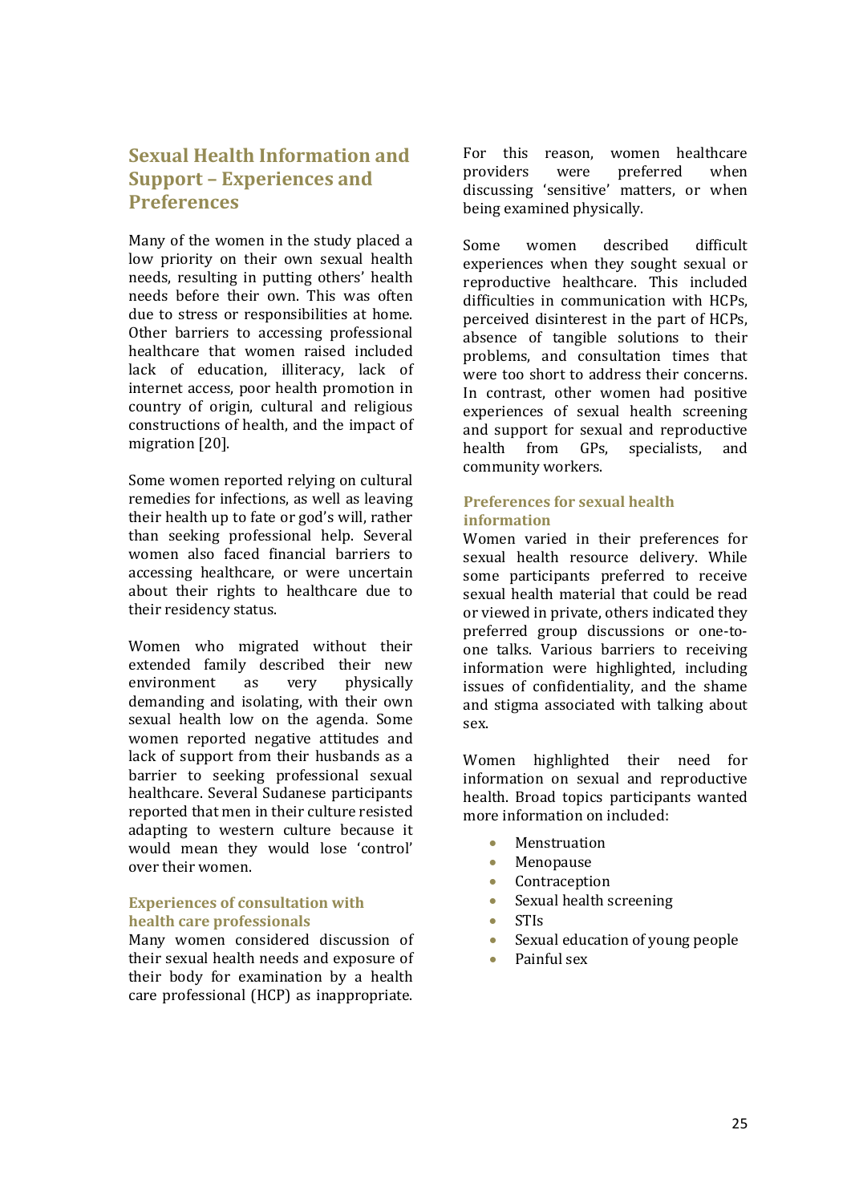## Sexual Health Information and Support – Experiences and Preferences

Many of the women in the study placed a low priority on their own sexual health needs, resulting in putting others' health needs before their own. This was often due to stress or responsibilities at home. Other barriers to accessing professional healthcare that women raised included lack of education, illiteracy, lack of internet access, poor health promotion in country of origin, cultural and religious constructions of health, and the impact of migration [20].

Some women reported relying on cultural remedies for infections, as well as leaving their health up to fate or god's will, rather than seeking professional help. Several women also faced financial barriers to accessing healthcare, or were uncertain about their rights to healthcare due to their residency status.

Women who migrated without their extended family described their new environment as very physically demanding and isolating, with their own sexual health low on the agenda. Some women reported negative attitudes and lack of support from their husbands as a barrier to seeking professional sexual healthcare. Several Sudanese participants reported that men in their culture resisted adapting to western culture because it would mean they would lose 'control' over their women.

### Experiences of consultation with health care professionals

Many women considered discussion of their sexual health needs and exposure of their body for examination by a health care professional (HCP) as inappropriate. For this reason, women healthcare providers were preferred when discussing 'sensitive' matters, or when being examined physically.

Some women described difficult experiences when they sought sexual or reproductive healthcare. This included difficulties in communication with HCPs, perceived disinterest in the part of HCPs, absence of tangible solutions to their problems, and consultation times that were too short to address their concerns. In contrast, other women had positive experiences of sexual health screening and support for sexual and reproductive health from GPs, specialists, and community workers.

### Preferences for sexual health information

Women varied in their preferences for sexual health resource delivery. While some participants preferred to receive sexual health material that could be read or viewed in private, others indicated they preferred group discussions or one-to-one talks. Various barriers to receiving information were highlighted, including issues of confidentiality, and the shame and stigma associated with talking about sex.

Women highlighted their need for information on sexual and reproductive health. Broad topics participants wanted more information on included:

- Menstruation
- Menopause
- Contraception
- Sexual health screening
- STIs
- Sexual education of young people
- Painful sex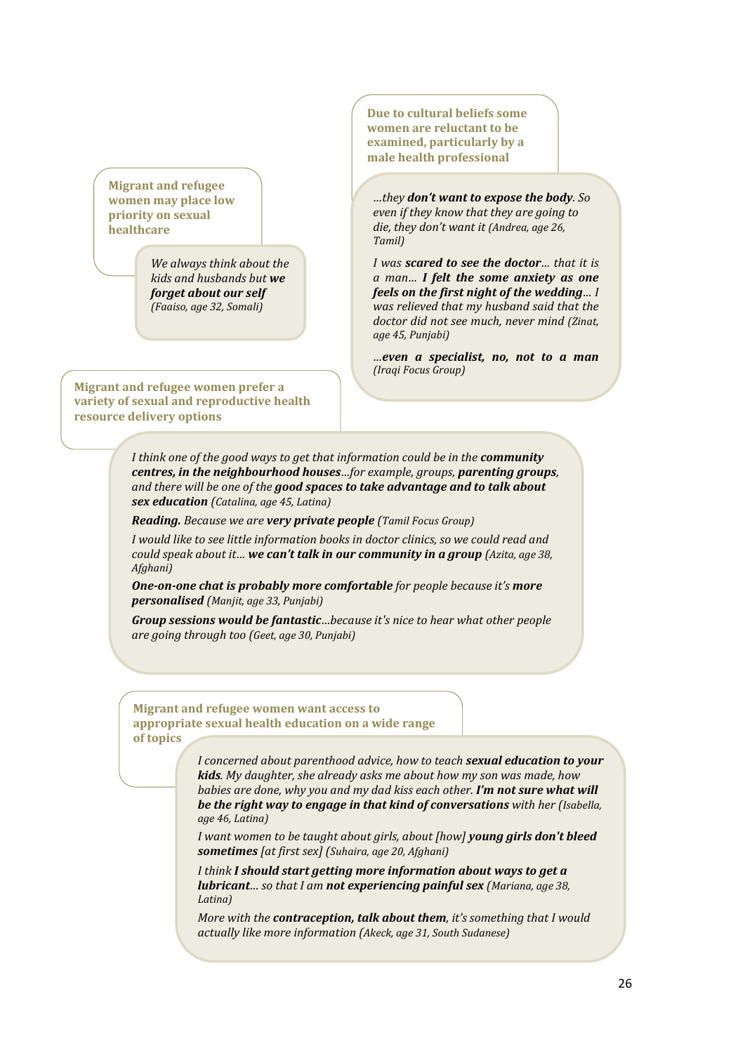**Migrant and refugee women may place low priority on sexual healthcare**

*We always think about the kids and husbands but **we forget about our self** (Faaiso, age 32, Somali)*

**Due to cultural beliefs some women are reluctant to be examined, particularly by a male health professional**

*...they **don't want to expose the body**. So even if they know that they are going to die, they don't want it (Andrea, age 26, Tamil)*

*I was **scared to see the doctor**... that it is a man... **I felt the some anxiety as one feels on the first night of the wedding**... I was relieved that my husband said that the doctor did not see much, never mind (Zinat, age 45, Punjabi)*

*...**even a specialist, no, not to a man** (Iraqi Focus Group)*

**Migrant and refugee women prefer a variety of sexual and reproductive health resource delivery options**

*I think one of the good ways to get that information could be in the **community centres, in the neighbourhood houses**...for example, groups, **parenting groups**, and there will be one of the **good spaces to take advantage and to talk about sex education** (Catalina, age 45, Latina)*

***Reading.** Because we are **very private people** (Tamil Focus Group)*

*I would like to see little information books in doctor clinics, so we could read and could speak about it... **we can't talk in our community in a group** (Azita, age 38, Afghani)*

***One-on-one chat is probably more comfortable** for people because it's **more personalised** (Manjit, age 33, Punjabi)*

***Group sessions would be fantastic**...because it's nice to hear what other people are going through too (Geet, age 30, Punjabi)*

**Migrant and refugee women want access to appropriate sexual health education on a wide range of topics**

*I concerned about parenthood advice, how to teach **sexual education to your kids**. My daughter, she already asks me about how my son was made, how babies are done, why you and my dad kiss each other. **I'm not sure what will be the right way to engage in that kind of conversations** with her (Isabella, age 46, Latina)*

*I want women to be taught about girls, about [how] **young girls don't bleed sometimes** [at first sex] (Suhaira, age 20, Afghani)*

*I think **I should start getting more information about ways to get a lubricant**... so that I am **not experiencing painful sex** (Mariana, age 38, Latina)*

*More with the **contraception, talk about them**, it's something that I would actually like more information (Akeck, age 31, South Sudanese)*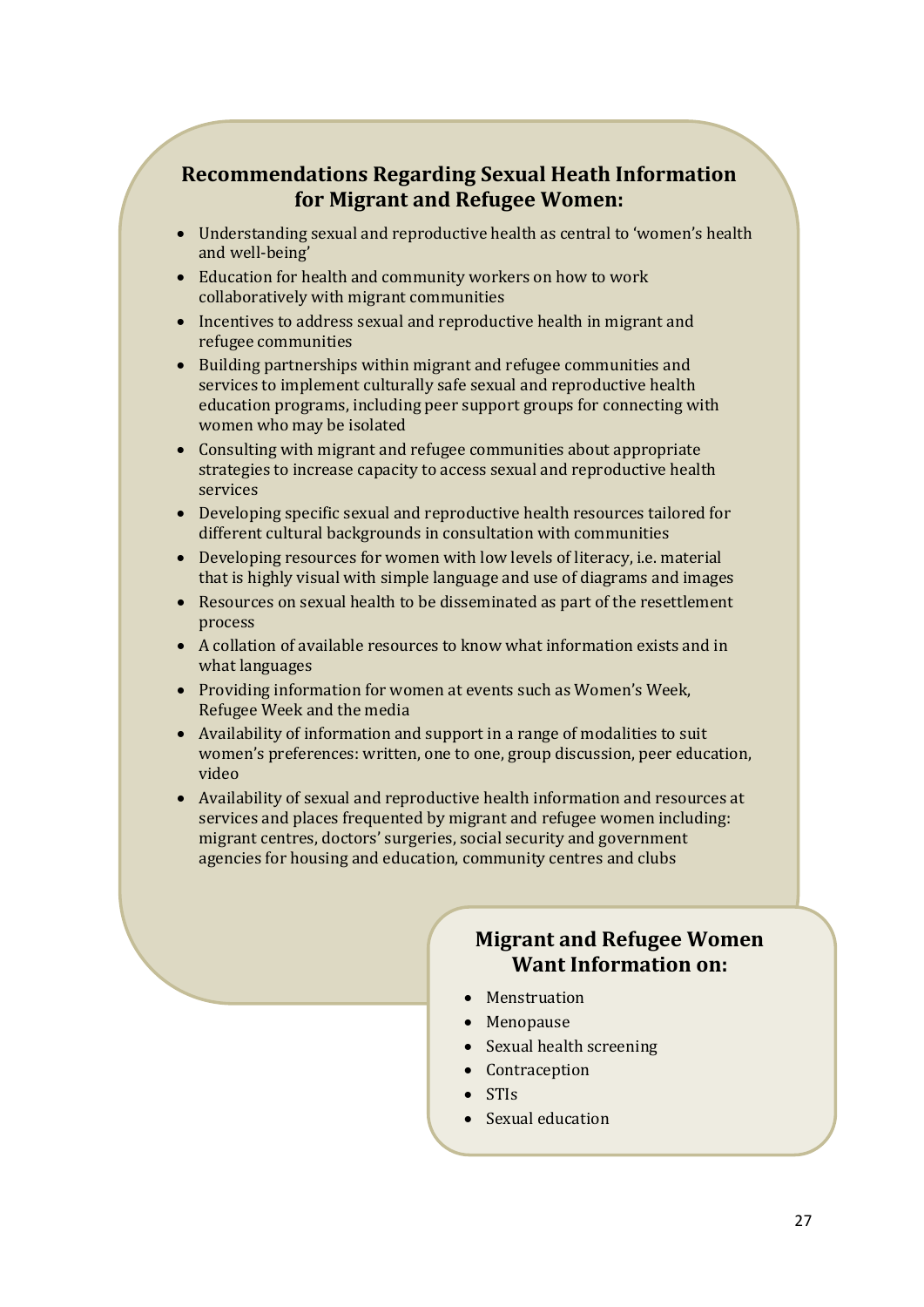## Recommendations Regarding Sexual Heath Information for Migrant and Refugee Women:

- Understanding sexual and reproductive health as central to 'women's health and well-being'
- Education for health and community workers on how to work collaboratively with migrant communities
- Incentives to address sexual and reproductive health in migrant and refugee communities
- Building partnerships within migrant and refugee communities and services to implement culturally safe sexual and reproductive health education programs, including peer support groups for connecting with women who may be isolated
- Consulting with migrant and refugee communities about appropriate strategies to increase capacity to access sexual and reproductive health services
- Developing specific sexual and reproductive health resources tailored for different cultural backgrounds in consultation with communities
- Developing resources for women with low levels of literacy, i.e. material that is highly visual with simple language and use of diagrams and images
- Resources on sexual health to be disseminated as part of the resettlement process
- A collation of available resources to know what information exists and in what languages
- Providing information for women at events such as Women's Week, Refugee Week and the media
- Availability of information and support in a range of modalities to suit women's preferences: written, one to one, group discussion, peer education, video
- Availability of sexual and reproductive health information and resources at services and places frequented by migrant and refugee women including: migrant centres, doctors' surgeries, social security and government agencies for housing and education, community centres and clubs

## Migrant and Refugee Women Want Information on:

- Menstruation
- Menopause
- Sexual health screening
- Contraception
- STIs
- Sexual education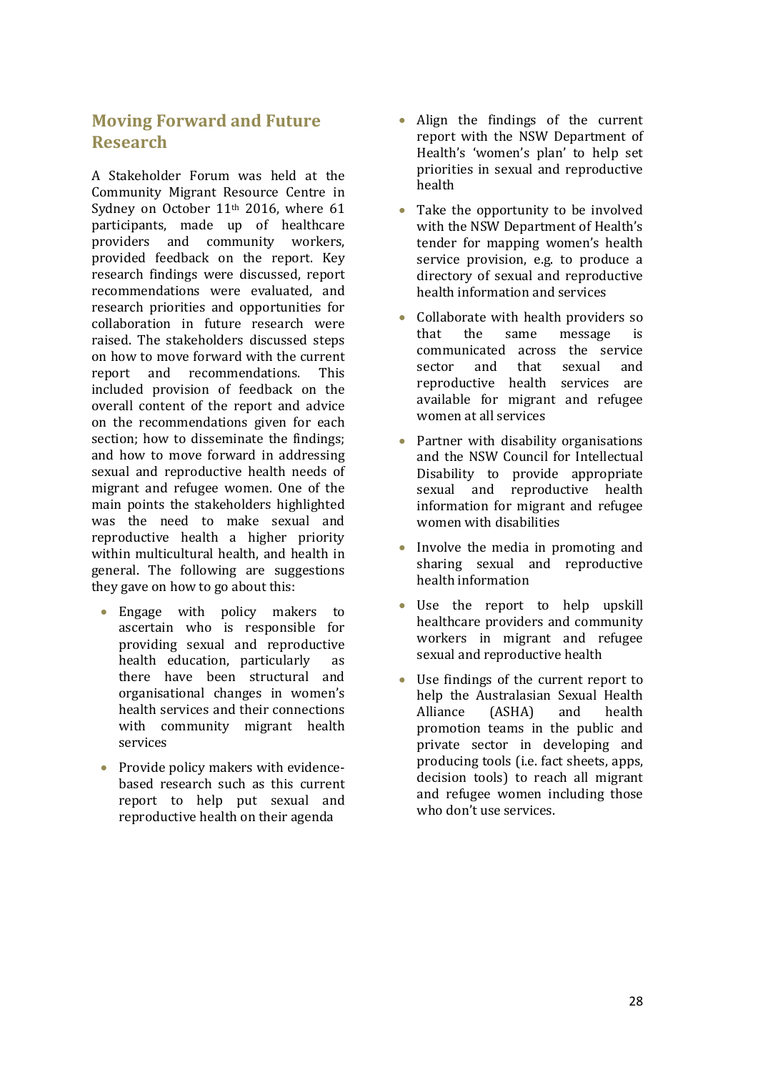## Moving Forward and Future Research

A Stakeholder Forum was held at the Community Migrant Resource Centre in Sydney on October 11th 2016, where 61 participants, made up of healthcare providers and community workers, provided feedback on the report. Key research findings were discussed, report recommendations were evaluated, and research priorities and opportunities for collaboration in future research were raised. The stakeholders discussed steps on how to move forward with the current report and recommendations. This included provision of feedback on the overall content of the report and advice on the recommendations given for each section; how to disseminate the findings; and how to move forward in addressing sexual and reproductive health needs of migrant and refugee women. One of the main points the stakeholders highlighted was the need to make sexual and reproductive health a higher priority within multicultural health, and health in general. The following are suggestions they gave on how to go about this:

- Engage with policy makers to ascertain who is responsible for providing sexual and reproductive health education, particularly as there have been structural and organisational changes in women's health services and their connections with community migrant health services
- Provide policy makers with evidence-based research such as this current report to help put sexual and reproductive health on their agenda
- Align the findings of the current report with the NSW Department of Health's 'women's plan' to help set priorities in sexual and reproductive health
- Take the opportunity to be involved with the NSW Department of Health's tender for mapping women's health service provision, e.g. to produce a directory of sexual and reproductive health information and services
- Collaborate with health providers so that the same message is communicated across the service sector and that sexual and reproductive health services are available for migrant and refugee women at all services
- Partner with disability organisations and the NSW Council for Intellectual Disability to provide appropriate sexual and reproductive health information for migrant and refugee women with disabilities
- Involve the media in promoting and sharing sexual and reproductive health information
- Use the report to help upskill healthcare providers and community workers in migrant and refugee sexual and reproductive health
- Use findings of the current report to help the Australasian Sexual Health Alliance (ASHA) and health promotion teams in the public and private sector in developing and producing tools (i.e. fact sheets, apps, decision tools) to reach all migrant and refugee women including those who don't use services.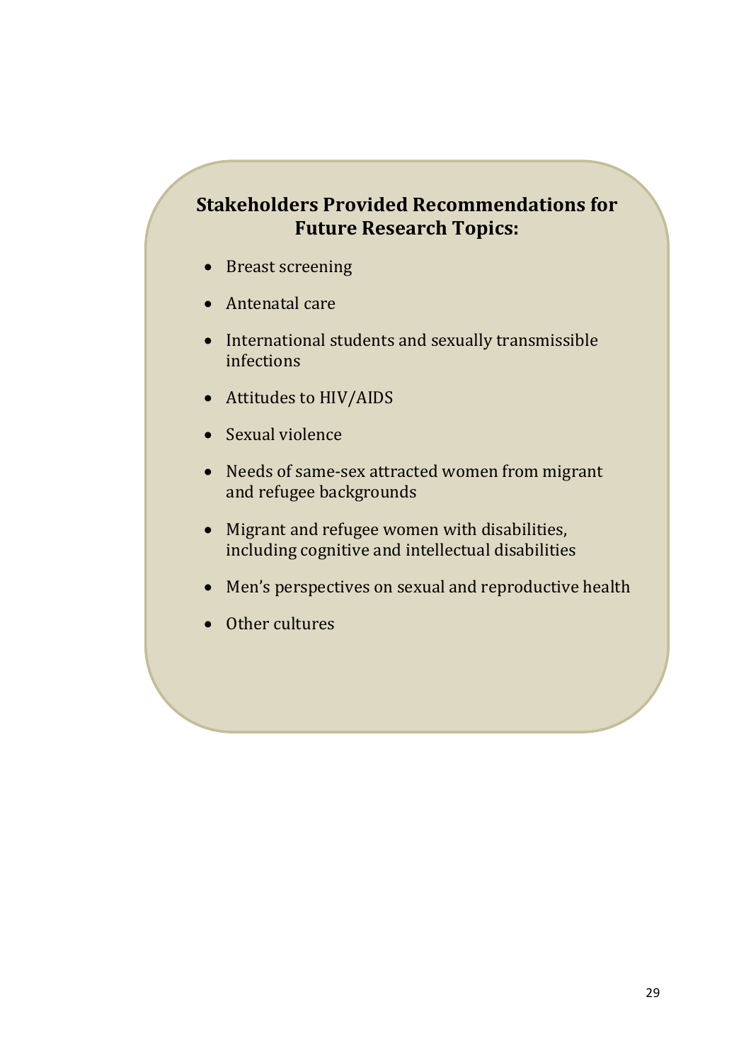## Stakeholders Provided Recommendations for Future Research Topics:

- Breast screening
- Antenatal care
- International students and sexually transmissible infections
- Attitudes to HIV/AIDS
- Sexual violence
- Needs of same-sex attracted women from migrant and refugee backgrounds
- Migrant and refugee women with disabilities, including cognitive and intellectual disabilities
- Men's perspectives on sexual and reproductive health
- Other cultures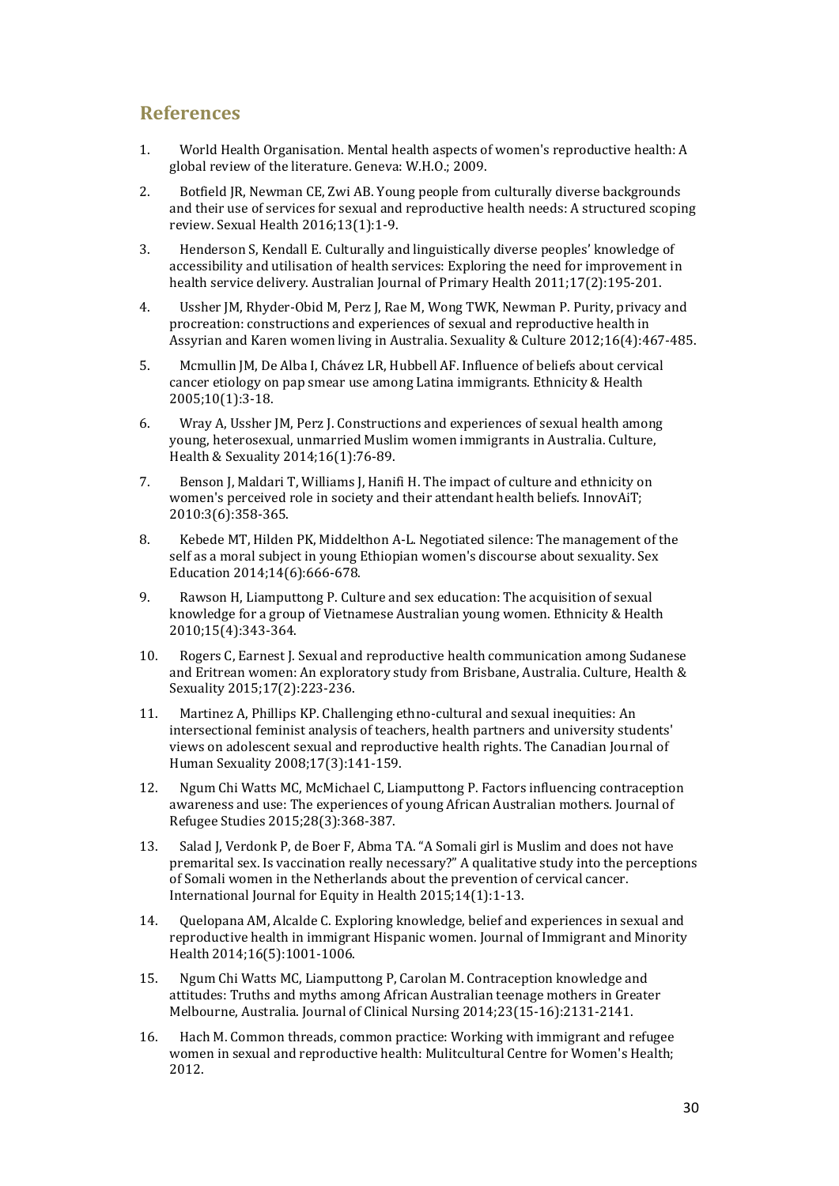## References

1. World Health Organisation. Mental health aspects of women's reproductive health: A global review of the literature. Geneva: W.H.O.; 2009.

2. Botfield JR, Newman CE, Zwi AB. Young people from culturally diverse backgrounds and their use of services for sexual and reproductive health needs: A structured scoping review. Sexual Health 2016;13(1):1-9.

3. Henderson S, Kendall E. Culturally and linguistically diverse peoples' knowledge of accessibility and utilisation of health services: Exploring the need for improvement in health service delivery. Australian Journal of Primary Health 2011;17(2):195-201.

4. Ussher JM, Rhyder-Obid M, Perz J, Rae M, Wong TWK, Newman P. Purity, privacy and procreation: constructions and experiences of sexual and reproductive health in Assyrian and Karen women living in Australia. Sexuality & Culture 2012;16(4):467-485.

5. Mcmullin JM, De Alba I, Chávez LR, Hubbell AF. Influence of beliefs about cervical cancer etiology on pap smear use among Latina immigrants. Ethnicity & Health 2005;10(1):3-18.

6. Wray A, Ussher JM, Perz J. Constructions and experiences of sexual health among young, heterosexual, unmarried Muslim women immigrants in Australia. Culture, Health & Sexuality 2014;16(1):76-89.

7. Benson J, Maldari T, Williams J, Hanifi H. The impact of culture and ethnicity on women's perceived role in society and their attendant health beliefs. InnovAiT; 2010:3(6):358-365.

8. Kebede MT, Hilden PK, Middelthon A-L. Negotiated silence: The management of the self as a moral subject in young Ethiopian women's discourse about sexuality. Sex Education 2014;14(6):666-678.

9. Rawson H, Liamputtong P. Culture and sex education: The acquisition of sexual knowledge for a group of Vietnamese Australian young women. Ethnicity & Health 2010;15(4):343-364.

10. Rogers C, Earnest J. Sexual and reproductive health communication among Sudanese and Eritrean women: An exploratory study from Brisbane, Australia. Culture, Health & Sexuality 2015;17(2):223-236.

11. Martinez A, Phillips KP. Challenging ethno-cultural and sexual inequities: An intersectional feminist analysis of teachers, health partners and university students' views on adolescent sexual and reproductive health rights. The Canadian Journal of Human Sexuality 2008;17(3):141-159.

12. Ngum Chi Watts MC, McMichael C, Liamputtong P. Factors influencing contraception awareness and use: The experiences of young African Australian mothers. Journal of Refugee Studies 2015;28(3):368-387.

13. Salad J, Verdonk P, de Boer F, Abma TA. "A Somali girl is Muslim and does not have premarital sex. Is vaccination really necessary?" A qualitative study into the perceptions of Somali women in the Netherlands about the prevention of cervical cancer. International Journal for Equity in Health 2015;14(1):1-13.

14. Quelopana AM, Alcalde C. Exploring knowledge, belief and experiences in sexual and reproductive health in immigrant Hispanic women. Journal of Immigrant and Minority Health 2014;16(5):1001-1006.

15. Ngum Chi Watts MC, Liamputtong P, Carolan M. Contraception knowledge and attitudes: Truths and myths among African Australian teenage mothers in Greater Melbourne, Australia. Journal of Clinical Nursing 2014;23(15-16):2131-2141.

16. Hach M. Common threads, common practice: Working with immigrant and refugee women in sexual and reproductive health: Mulitcultural Centre for Women's Health; 2012.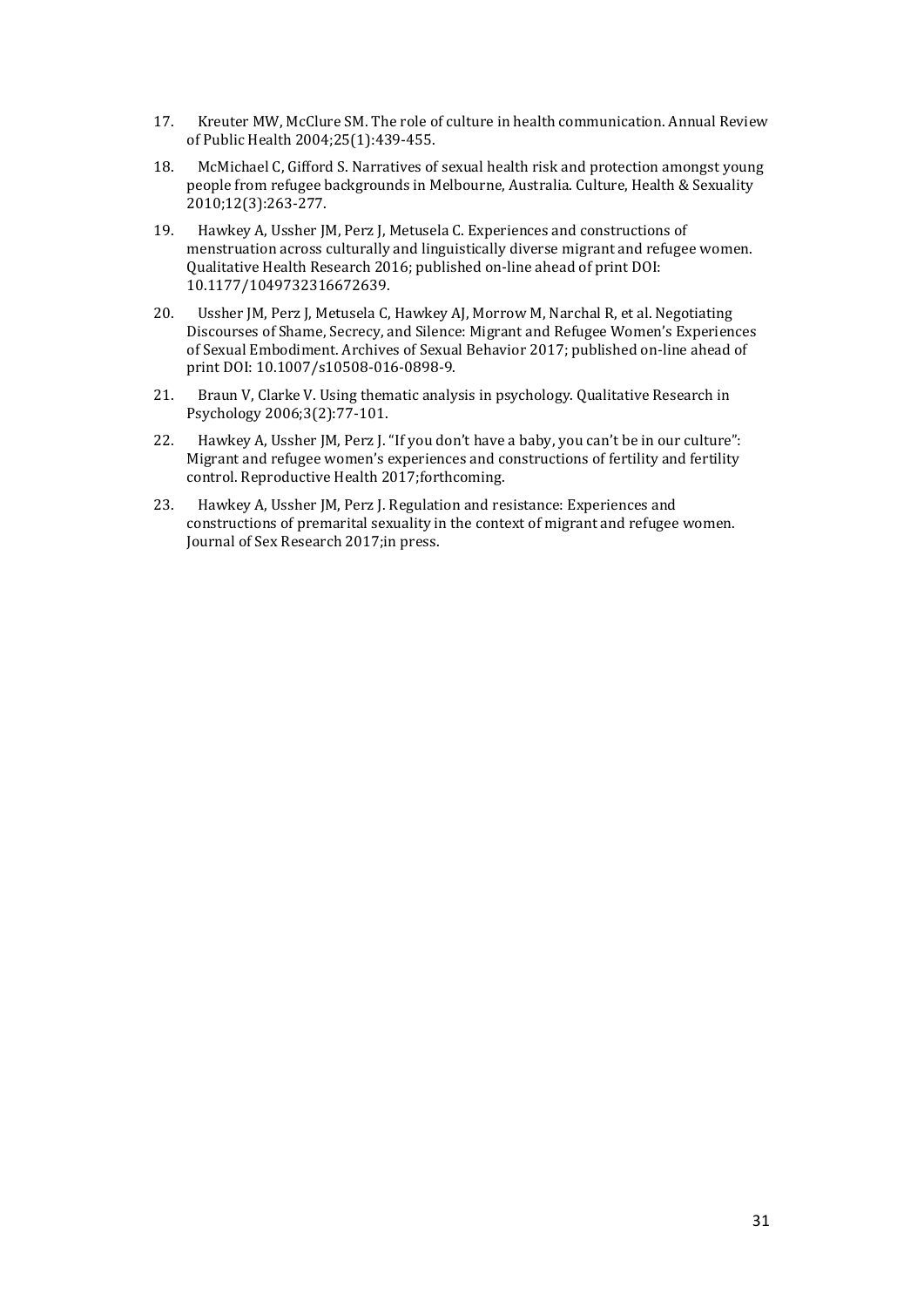17. Kreuter MW, McClure SM. The role of culture in health communication. Annual Review of Public Health 2004;25(1):439-455.

18. McMichael C, Gifford S. Narratives of sexual health risk and protection amongst young people from refugee backgrounds in Melbourne, Australia. Culture, Health & Sexuality 2010;12(3):263-277.

19. Hawkey A, Ussher JM, Perz J, Metusela C. Experiences and constructions of menstruation across culturally and linguistically diverse migrant and refugee women. Qualitative Health Research 2016; published on-line ahead of print DOI: 10.1177/1049732316672639.

20. Ussher JM, Perz J, Metusela C, Hawkey AJ, Morrow M, Narchal R, et al. Negotiating Discourses of Shame, Secrecy, and Silence: Migrant and Refugee Women's Experiences of Sexual Embodiment. Archives of Sexual Behavior 2017; published on-line ahead of print DOI: 10.1007/s10508-016-0898-9.

21. Braun V, Clarke V. Using thematic analysis in psychology. Qualitative Research in Psychology 2006;3(2):77-101.

22. Hawkey A, Ussher JM, Perz J. "If you don't have a baby, you can't be in our culture": Migrant and refugee women's experiences and constructions of fertility and fertility control. Reproductive Health 2017;forthcoming.

23. Hawkey A, Ussher JM, Perz J. Regulation and resistance: Experiences and constructions of premarital sexuality in the context of migrant and refugee women. Journal of Sex Research 2017;in press.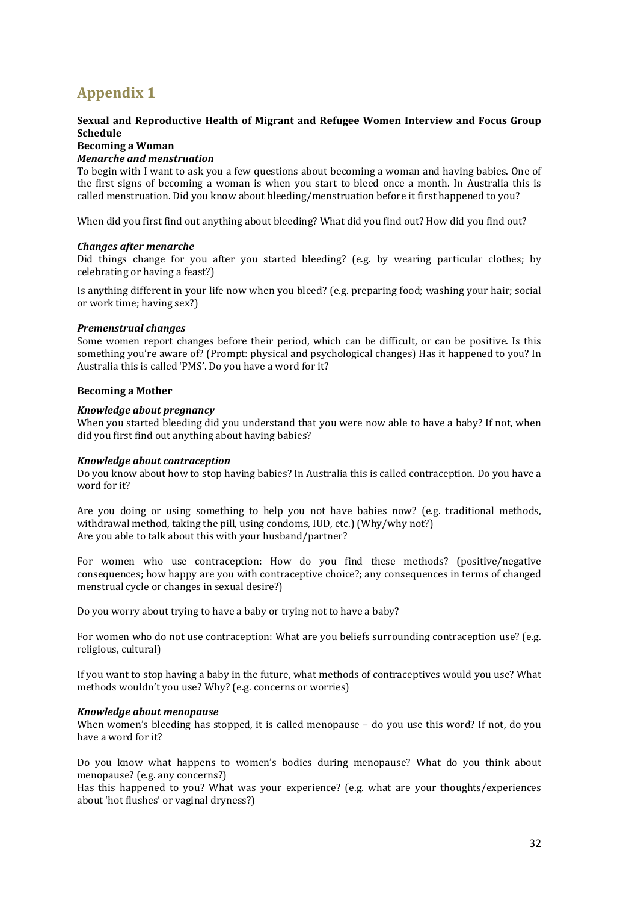# Appendix 1

**Sexual and Reproductive Health of Migrant and Refugee Women Interview and Focus Group Schedule**

**Becoming a Woman**

***Menarche and menstruation***

To begin with I want to ask you a few questions about becoming a woman and having babies. One of the first signs of becoming a woman is when you start to bleed once a month. In Australia this is called menstruation. Did you know about bleeding/menstruation before it first happened to you?

When did you first find out anything about bleeding? What did you find out? How did you find out?

***Changes after menarche***

Did things change for you after you started bleeding? (e.g. by wearing particular clothes; by celebrating or having a feast?)

Is anything different in your life now when you bleed? (e.g. preparing food; washing your hair; social or work time; having sex?)

***Premenstrual changes***

Some women report changes before their period, which can be difficult, or can be positive. Is this something you're aware of? (Prompt: physical and psychological changes) Has it happened to you? In Australia this is called 'PMS'. Do you have a word for it?

**Becoming a Mother**

***Knowledge about pregnancy***

When you started bleeding did you understand that you were now able to have a baby? If not, when did you first find out anything about having babies?

***Knowledge about contraception***

Do you know about how to stop having babies? In Australia this is called contraception. Do you have a word for it?

Are you doing or using something to help you not have babies now? (e.g. traditional methods, withdrawal method, taking the pill, using condoms, IUD, etc.) (Why/why not?)
Are you able to talk about this with your husband/partner?

For women who use contraception: How do you find these methods? (positive/negative consequences; how happy are you with contraceptive choice?; any consequences in terms of changed menstrual cycle or changes in sexual desire?)

Do you worry about trying to have a baby or trying not to have a baby?

For women who do not use contraception: What are you beliefs surrounding contraception use? (e.g. religious, cultural)

If you want to stop having a baby in the future, what methods of contraceptives would you use? What methods wouldn't you use? Why? (e.g. concerns or worries)

***Knowledge about menopause***

When women's bleeding has stopped, it is called menopause – do you use this word? If not, do you have a word for it?

Do you know what happens to women's bodies during menopause? What do you think about menopause? (e.g. any concerns?)
Has this happened to you? What was your experience? (e.g. what are your thoughts/experiences about 'hot flushes' or vaginal dryness?)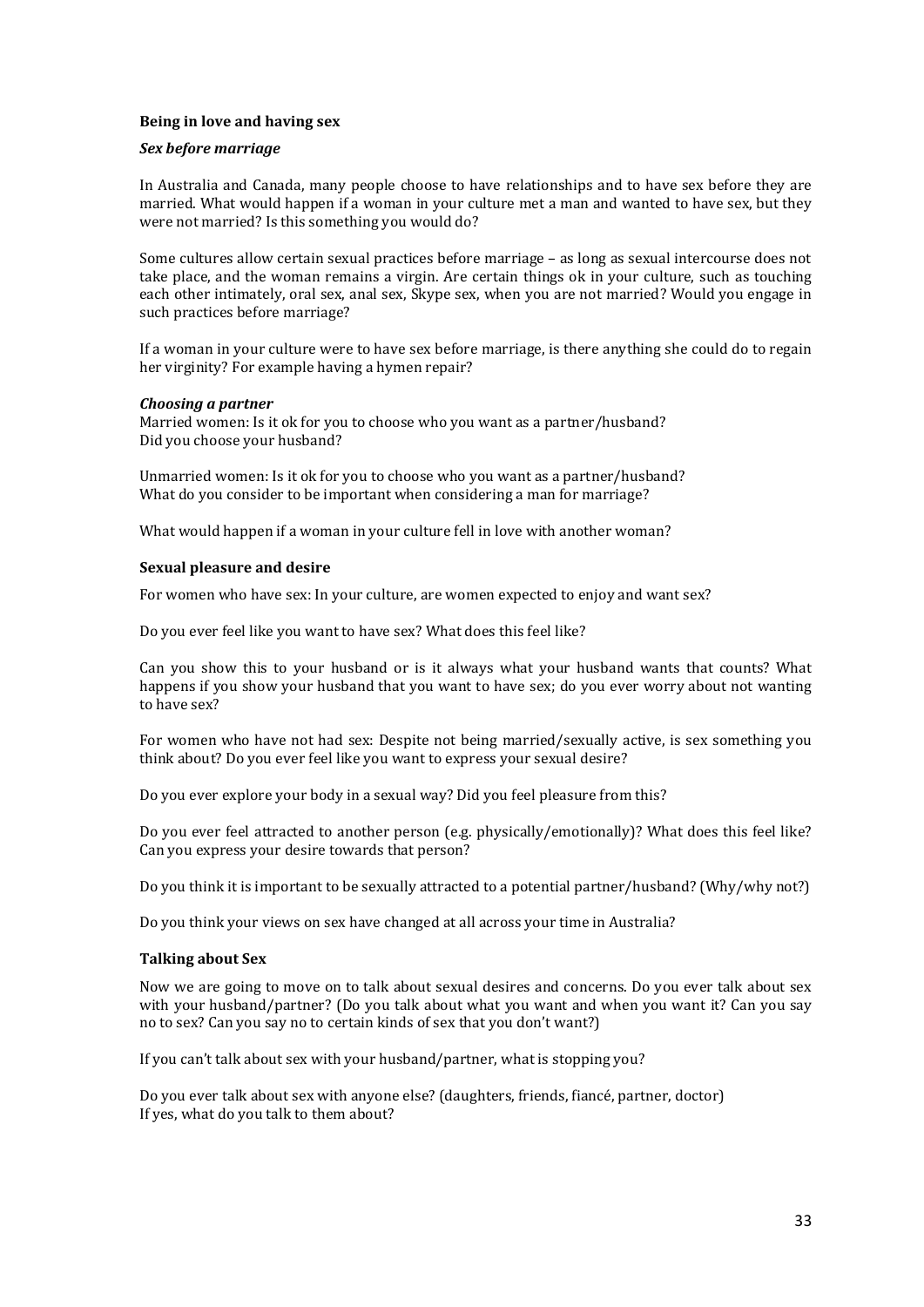## Being in love and having sex

### *Sex before marriage*

In Australia and Canada, many people choose to have relationships and to have sex before they are married. What would happen if a woman in your culture met a man and wanted to have sex, but they were not married? Is this something you would do?

Some cultures allow certain sexual practices before marriage – as long as sexual intercourse does not take place, and the woman remains a virgin. Are certain things ok in your culture, such as touching each other intimately, oral sex, anal sex, Skype sex, when you are not married? Would you engage in such practices before marriage?

If a woman in your culture were to have sex before marriage, is there anything she could do to regain her virginity? For example having a hymen repair?

### *Choosing a partner*

Married women: Is it ok for you to choose who you want as a partner/husband?
Did you choose your husband?

Unmarried women: Is it ok for you to choose who you want as a partner/husband?
What do you consider to be important when considering a man for marriage?

What would happen if a woman in your culture fell in love with another woman?

## Sexual pleasure and desire

For women who have sex: In your culture, are women expected to enjoy and want sex?

Do you ever feel like you want to have sex? What does this feel like?

Can you show this to your husband or is it always what your husband wants that counts? What happens if you show your husband that you want to have sex; do you ever worry about not wanting to have sex?

For women who have not had sex: Despite not being married/sexually active, is sex something you think about? Do you ever feel like you want to express your sexual desire?

Do you ever explore your body in a sexual way? Did you feel pleasure from this?

Do you ever feel attracted to another person (e.g. physically/emotionally)? What does this feel like? Can you express your desire towards that person?

Do you think it is important to be sexually attracted to a potential partner/husband? (Why/why not?)

Do you think your views on sex have changed at all across your time in Australia?

## Talking about Sex

Now we are going to move on to talk about sexual desires and concerns. Do you ever talk about sex with your husband/partner? (Do you talk about what you want and when you want it? Can you say no to sex? Can you say no to certain kinds of sex that you don't want?)

If you can't talk about sex with your husband/partner, what is stopping you?

Do you ever talk about sex with anyone else? (daughters, friends, fiancé, partner, doctor)
If yes, what do you talk to them about?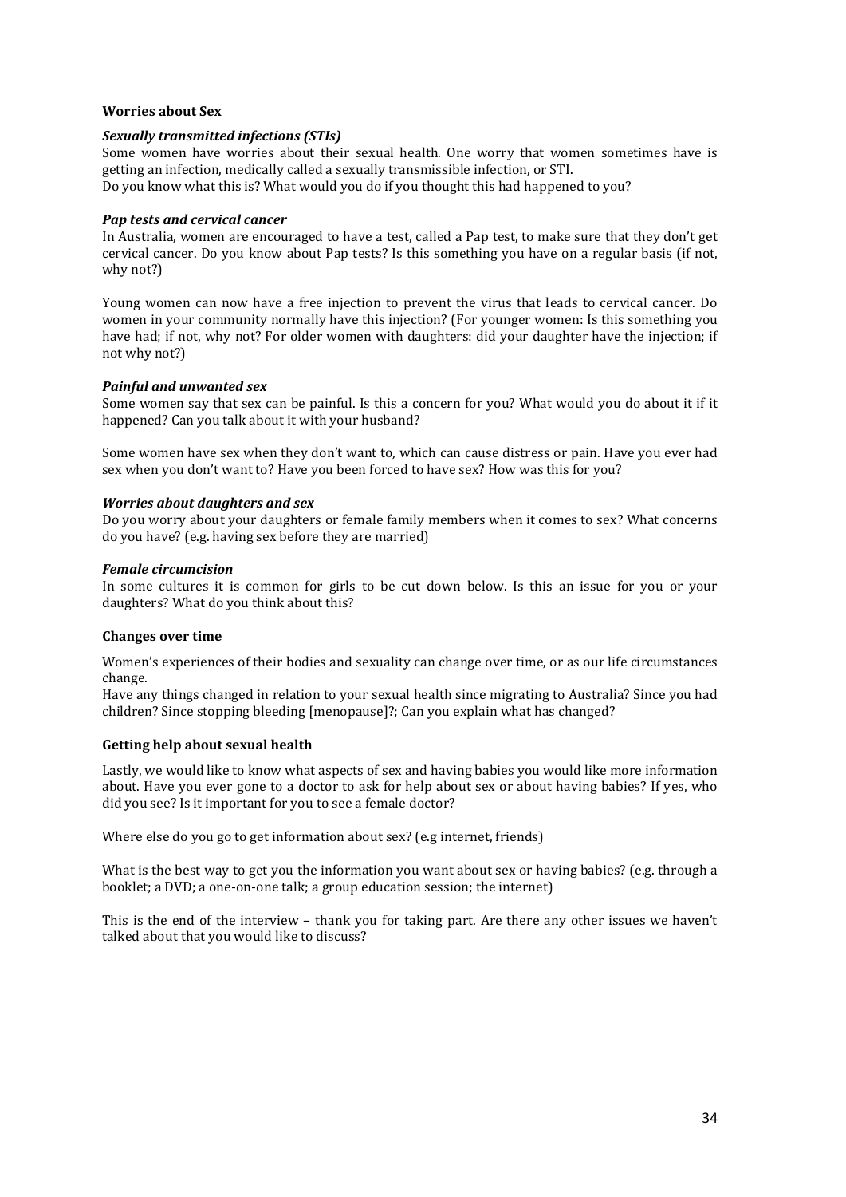## Worries about Sex

### *Sexually transmitted infections (STIs)*

Some women have worries about their sexual health. One worry that women sometimes have is getting an infection, medically called a sexually transmissible infection, or STI.
Do you know what this is? What would you do if you thought this had happened to you?

### *Pap tests and cervical cancer*

In Australia, women are encouraged to have a test, called a Pap test, to make sure that they don't get cervical cancer. Do you know about Pap tests? Is this something you have on a regular basis (if not, why not?)

Young women can now have a free injection to prevent the virus that leads to cervical cancer. Do women in your community normally have this injection? (For younger women: Is this something you have had; if not, why not? For older women with daughters: did your daughter have the injection; if not why not?)

### *Painful and unwanted sex*

Some women say that sex can be painful. Is this a concern for you? What would you do about it if it happened? Can you talk about it with your husband?

Some women have sex when they don't want to, which can cause distress or pain. Have you ever had sex when you don't want to? Have you been forced to have sex? How was this for you?

### *Worries about daughters and sex*

Do you worry about your daughters or female family members when it comes to sex? What concerns do you have? (e.g. having sex before they are married)

### *Female circumcision*

In some cultures it is common for girls to be cut down below. Is this an issue for you or your daughters? What do you think about this?

## Changes over time

Women's experiences of their bodies and sexuality can change over time, or as our life circumstances change.
Have any things changed in relation to your sexual health since migrating to Australia? Since you had children? Since stopping bleeding [menopause]?; Can you explain what has changed?

## Getting help about sexual health

Lastly, we would like to know what aspects of sex and having babies you would like more information about. Have you ever gone to a doctor to ask for help about sex or about having babies? If yes, who did you see? Is it important for you to see a female doctor?

Where else do you go to get information about sex? (e.g internet, friends)

What is the best way to get you the information you want about sex or having babies? (e.g. through a booklet; a DVD; a one-on-one talk; a group education session; the internet)

This is the end of the interview – thank you for taking part. Are there any other issues we haven't talked about that you would like to discuss?